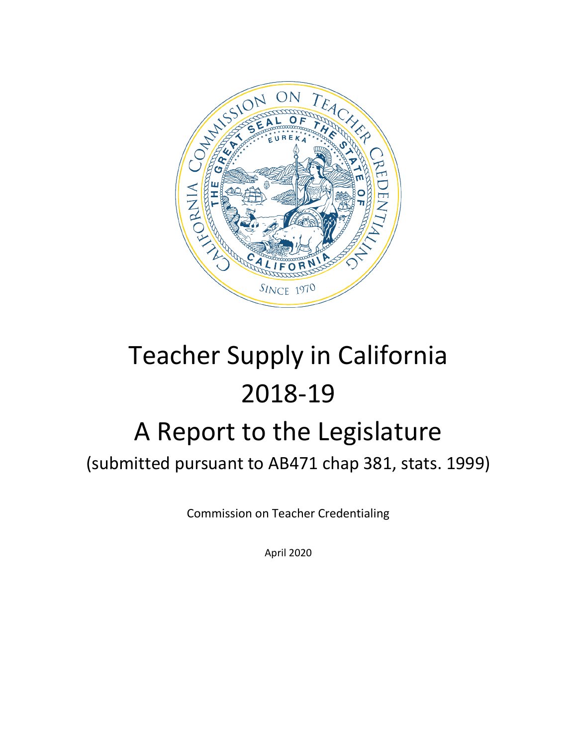# Teacher Supply in California 2018-19

# A Report to the Legislature

## (submitted pursuant to AB471 chap 381, stats. 1999)

Commission on Teacher Credentialing

April 2020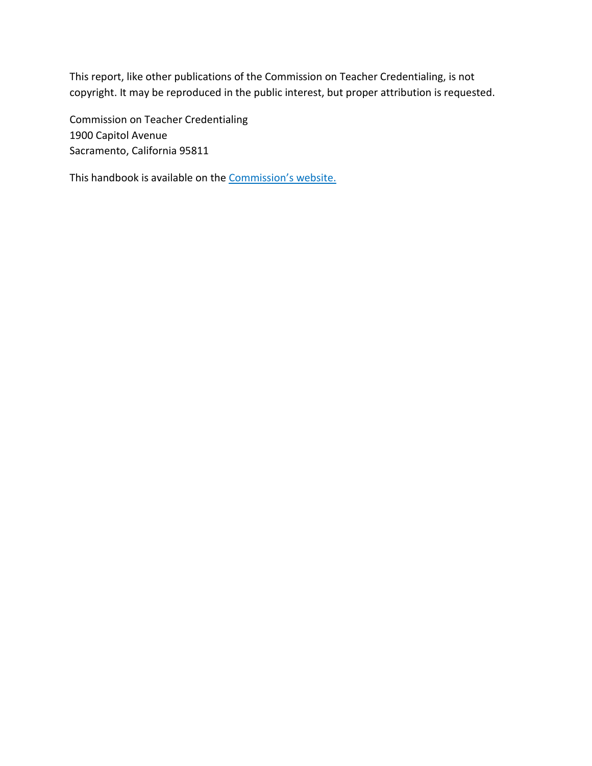This report, like other publications of the Commission on Teacher Credentialing, is not copyright. It may be reproduced in the public interest, but proper attribution is requested.

Commission on Teacher Credentialing
1900 Capitol Avenue
Sacramento, California 95811

This handbook is available on the [Commission's website.]()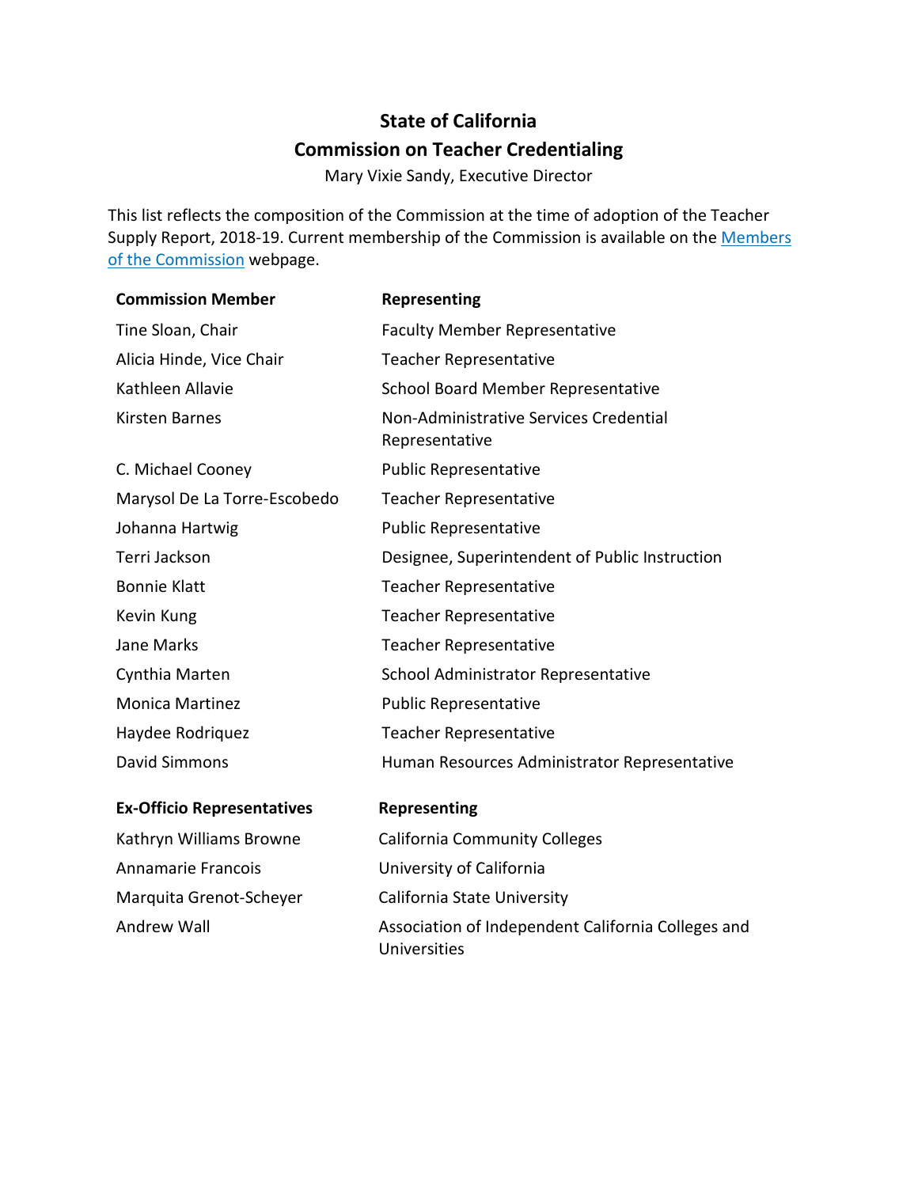# State of California
## Commission on Teacher Credentialing

Mary Vixie Sandy, Executive Director

This list reflects the composition of the Commission at the time of adoption of the Teacher Supply Report, 2018-19. Current membership of the Commission is available on the [Members of the Commission]() webpage.

| Commission Member | Representing |
|---|---|
| Tine Sloan, Chair | Faculty Member Representative |
| Alicia Hinde, Vice Chair | Teacher Representative |
| Kathleen Allavie | School Board Member Representative |
| Kirsten Barnes | Non-Administrative Services Credential Representative |
| C. Michael Cooney | Public Representative |
| Marysol De La Torre-Escobedo | Teacher Representative |
| Johanna Hartwig | Public Representative |
| Terri Jackson | Designee, Superintendent of Public Instruction |
| Bonnie Klatt | Teacher Representative |
| Kevin Kung | Teacher Representative |
| Jane Marks | Teacher Representative |
| Cynthia Marten | School Administrator Representative |
| Monica Martinez | Public Representative |
| Haydee Rodriquez | Teacher Representative |
| David Simmons | Human Resources Administrator Representative |

| Ex-Officio Representatives | Representing |
|---|---|
| Kathryn Williams Browne | California Community Colleges |
| Annamarie Francois | University of California |
| Marquita Grenot-Scheyer | California State University |
| Andrew Wall | Association of Independent California Colleges and Universities |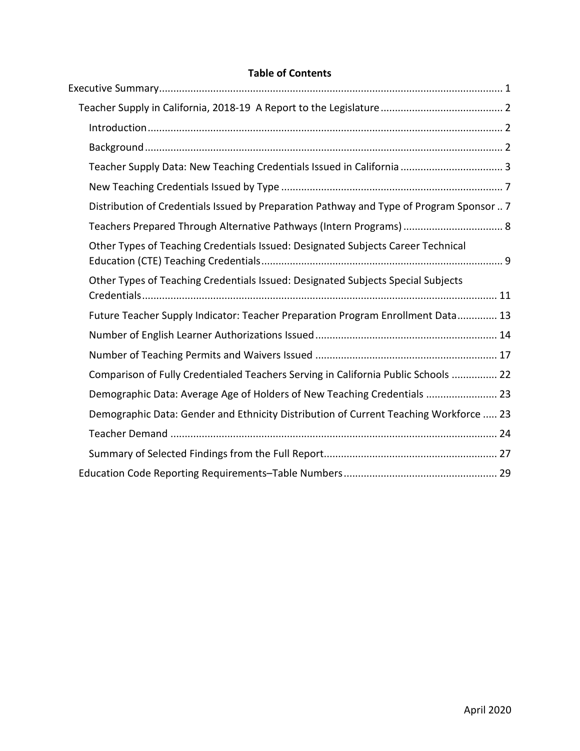**Table of Contents**

Executive Summary ........................................................................................................ 1

- Teacher Supply in California, 2018-19 A Report to the Legislature ........................................... 2
  - Introduction ........................................................................................................ 2
  - Background ........................................................................................................ 2
  - Teacher Supply Data: New Teaching Credentials Issued in California .................................... 3
  - New Teaching Credentials Issued by Type .............................................................................. 7
  - Distribution of Credentials Issued by Preparation Pathway and Type of Program Sponsor .. 7
  - Teachers Prepared Through Alternative Pathways (Intern Programs) ................................... 8
  - Other Types of Teaching Credentials Issued: Designated Subjects Career Technical Education (CTE) Teaching Credentials ..................................................................................... 9
  - Other Types of Teaching Credentials Issued: Designated Subjects Special Subjects Credentials ........................................................................................................ 11
  - Future Teacher Supply Indicator: Teacher Preparation Program Enrollment Data .............. 13
  - Number of English Learner Authorizations Issued ............................................................... 14
  - Number of Teaching Permits and Waivers Issued ............................................................... 17
  - Comparison of Fully Credentialed Teachers Serving in California Public Schools ................ 22
  - Demographic Data: Average Age of Holders of New Teaching Credentials ......................... 23
  - Demographic Data: Gender and Ethnicity Distribution of Current Teaching Workforce ..... 23
  - Teacher Demand ........................................................................................................ 24
  - Summary of Selected Findings from the Full Report ............................................................ 27
- Education Code Reporting Requirements–Table Numbers ..................................................... 29

April 2020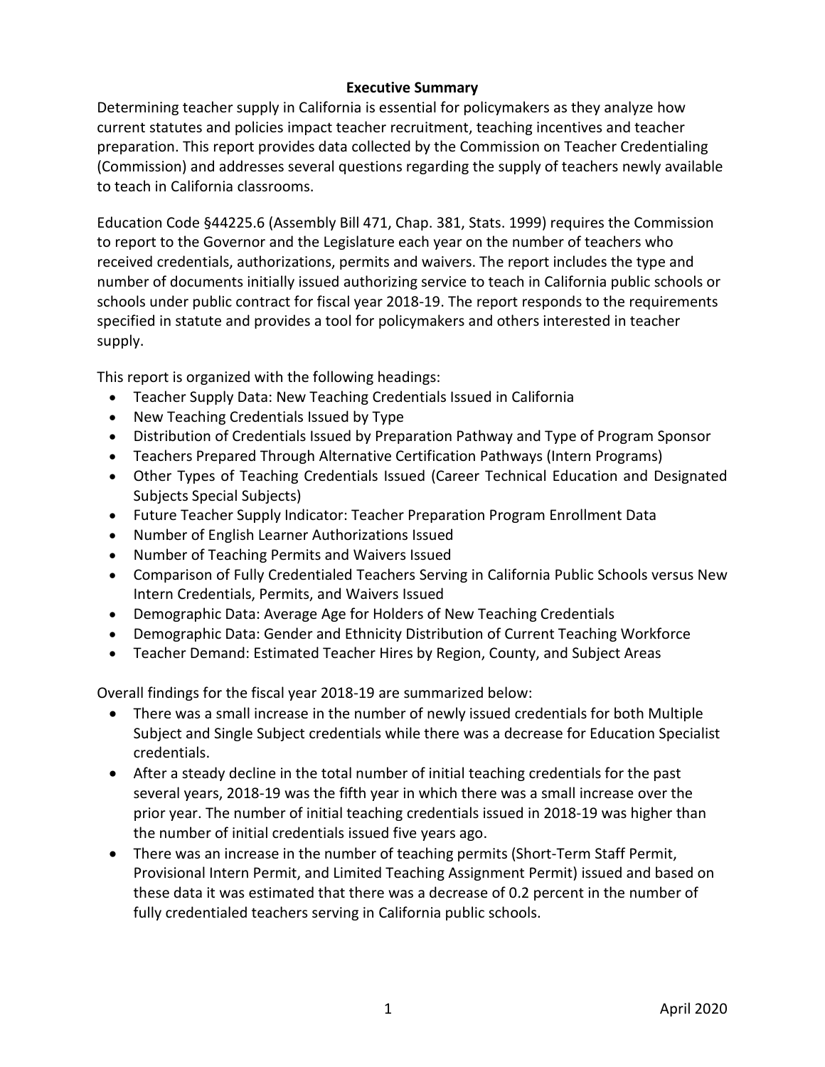## Executive Summary

Determining teacher supply in California is essential for policymakers as they analyze how current statutes and policies impact teacher recruitment, teaching incentives and teacher preparation. This report provides data collected by the Commission on Teacher Credentialing (Commission) and addresses several questions regarding the supply of teachers newly available to teach in California classrooms.

Education Code §44225.6 (Assembly Bill 471, Chap. 381, Stats. 1999) requires the Commission to report to the Governor and the Legislature each year on the number of teachers who received credentials, authorizations, permits and waivers. The report includes the type and number of documents initially issued authorizing service to teach in California public schools or schools under public contract for fiscal year 2018-19. The report responds to the requirements specified in statute and provides a tool for policymakers and others interested in teacher supply.

This report is organized with the following headings:

- Teacher Supply Data: New Teaching Credentials Issued in California
- New Teaching Credentials Issued by Type
- Distribution of Credentials Issued by Preparation Pathway and Type of Program Sponsor
- Teachers Prepared Through Alternative Certification Pathways (Intern Programs)
- Other Types of Teaching Credentials Issued (Career Technical Education and Designated Subjects Special Subjects)
- Future Teacher Supply Indicator: Teacher Preparation Program Enrollment Data
- Number of English Learner Authorizations Issued
- Number of Teaching Permits and Waivers Issued
- Comparison of Fully Credentialed Teachers Serving in California Public Schools versus New Intern Credentials, Permits, and Waivers Issued
- Demographic Data: Average Age for Holders of New Teaching Credentials
- Demographic Data: Gender and Ethnicity Distribution of Current Teaching Workforce
- Teacher Demand: Estimated Teacher Hires by Region, County, and Subject Areas

Overall findings for the fiscal year 2018-19 are summarized below:

- There was a small increase in the number of newly issued credentials for both Multiple Subject and Single Subject credentials while there was a decrease for Education Specialist credentials.
- After a steady decline in the total number of initial teaching credentials for the past several years, 2018-19 was the fifth year in which there was a small increase over the prior year. The number of initial teaching credentials issued in 2018-19 was higher than the number of initial credentials issued five years ago.
- There was an increase in the number of teaching permits (Short-Term Staff Permit, Provisional Intern Permit, and Limited Teaching Assignment Permit) issued and based on these data it was estimated that there was a decrease of 0.2 percent in the number of fully credentialed teachers serving in California public schools.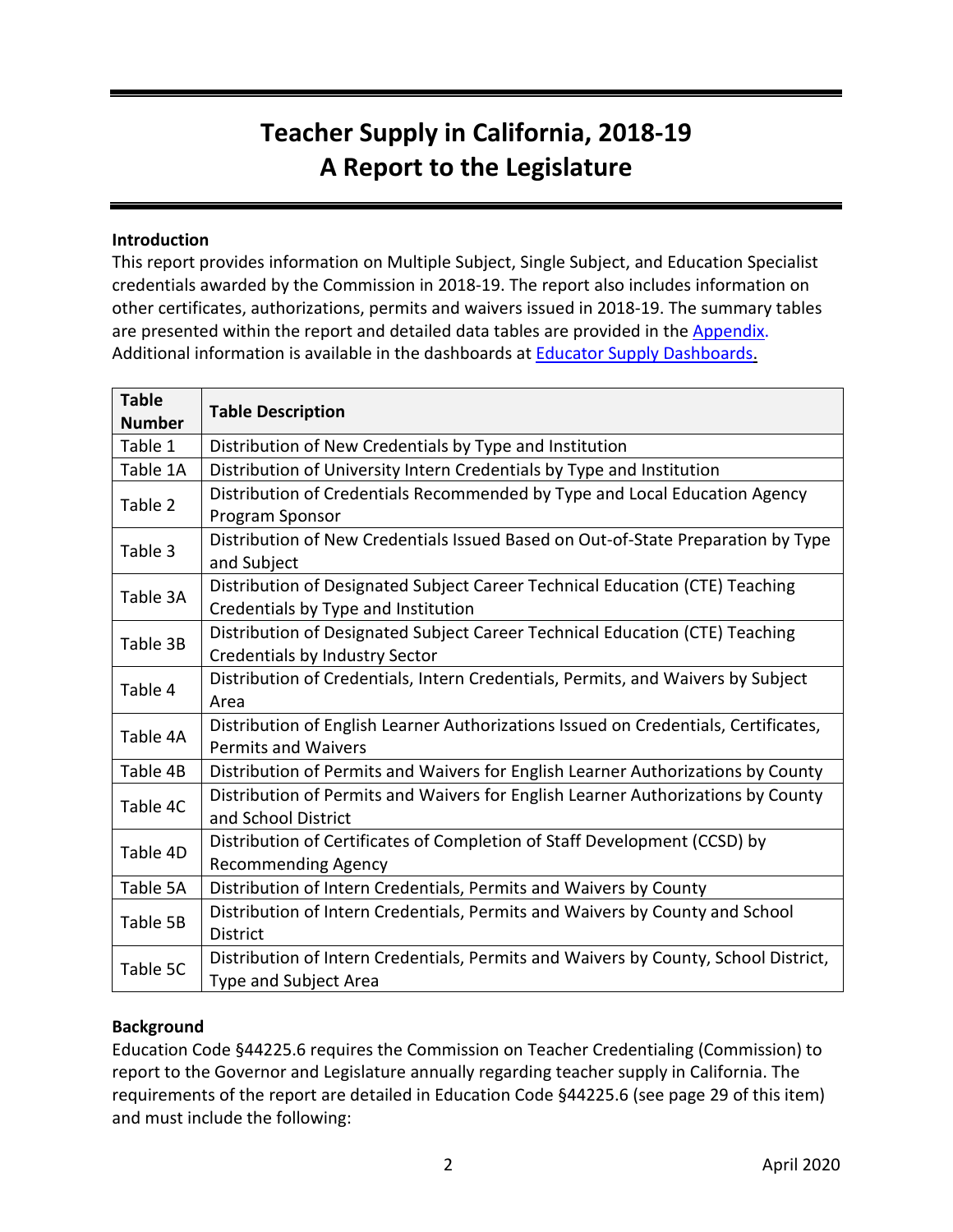# Teacher Supply in California, 2018-19
# A Report to the Legislature

**Introduction**

This report provides information on Multiple Subject, Single Subject, and Education Specialist credentials awarded by the Commission in 2018-19. The report also includes information on other certificates, authorizations, permits and waivers issued in 2018-19. The summary tables are presented within the report and detailed data tables are provided in the Appendix. Additional information is available in the dashboards at Educator Supply Dashboards.

| Table Number | Table Description |
|---|---|
| Table 1 | Distribution of New Credentials by Type and Institution |
| Table 1A | Distribution of University Intern Credentials by Type and Institution |
| Table 2 | Distribution of Credentials Recommended by Type and Local Education Agency Program Sponsor |
| Table 3 | Distribution of New Credentials Issued Based on Out-of-State Preparation by Type and Subject |
| Table 3A | Distribution of Designated Subject Career Technical Education (CTE) Teaching Credentials by Type and Institution |
| Table 3B | Distribution of Designated Subject Career Technical Education (CTE) Teaching Credentials by Industry Sector |
| Table 4 | Distribution of Credentials, Intern Credentials, Permits, and Waivers by Subject Area |
| Table 4A | Distribution of English Learner Authorizations Issued on Credentials, Certificates, Permits and Waivers |
| Table 4B | Distribution of Permits and Waivers for English Learner Authorizations by County |
| Table 4C | Distribution of Permits and Waivers for English Learner Authorizations by County and School District |
| Table 4D | Distribution of Certificates of Completion of Staff Development (CCSD) by Recommending Agency |
| Table 5A | Distribution of Intern Credentials, Permits and Waivers by County |
| Table 5B | Distribution of Intern Credentials, Permits and Waivers by County and School District |
| Table 5C | Distribution of Intern Credentials, Permits and Waivers by County, School District, Type and Subject Area |

**Background**

Education Code §44225.6 requires the Commission on Teacher Credentialing (Commission) to report to the Governor and Legislature annually regarding teacher supply in California. The requirements of the report are detailed in Education Code §44225.6 (see page 29 of this item) and must include the following: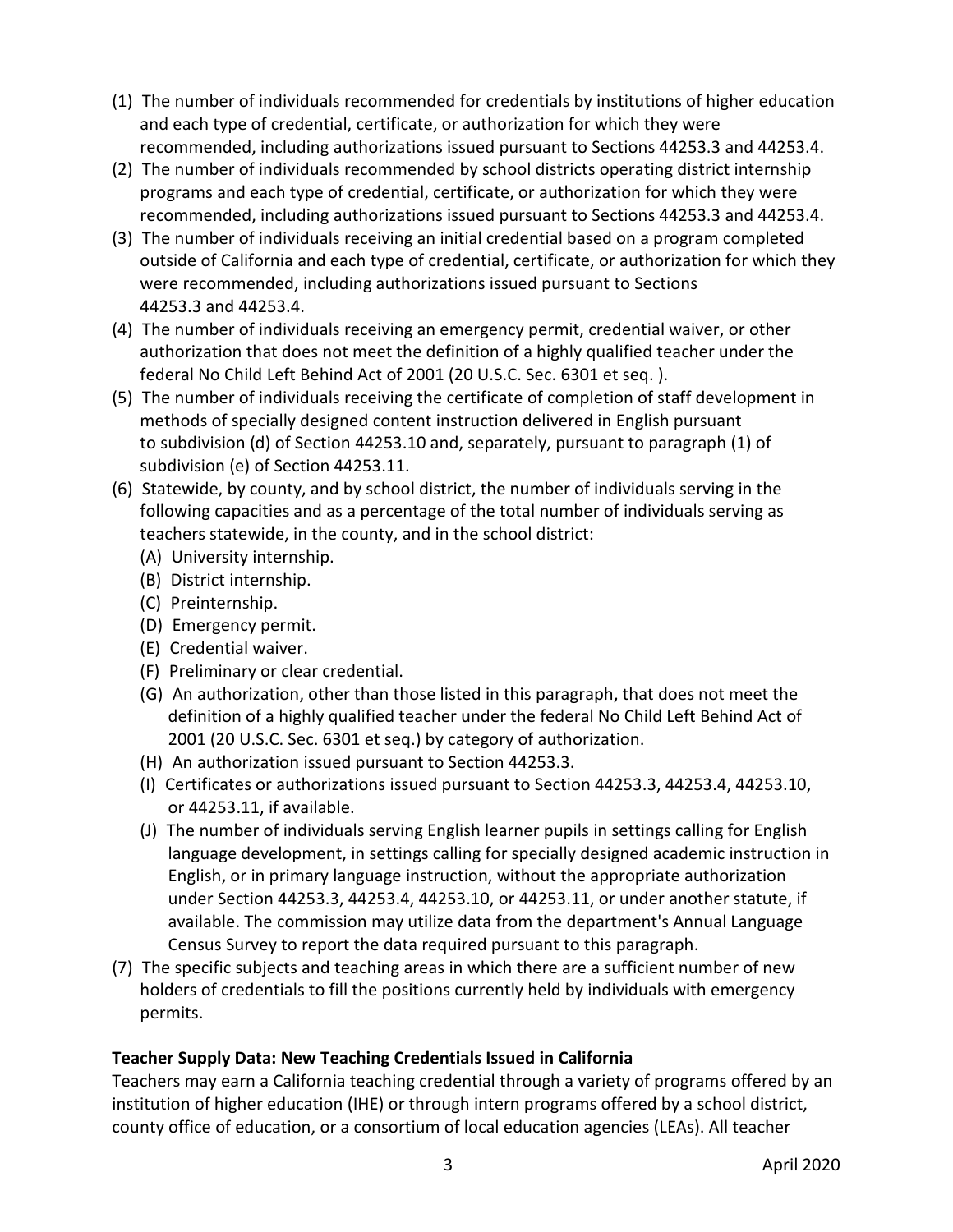(1) The number of individuals recommended for credentials by institutions of higher education and each type of credential, certificate, or authorization for which they were recommended, including authorizations issued pursuant to Sections 44253.3 and 44253.4.

(2) The number of individuals recommended by school districts operating district internship programs and each type of credential, certificate, or authorization for which they were recommended, including authorizations issued pursuant to Sections 44253.3 and 44253.4.

(3) The number of individuals receiving an initial credential based on a program completed outside of California and each type of credential, certificate, or authorization for which they were recommended, including authorizations issued pursuant to Sections 44253.3 and 44253.4.

(4) The number of individuals receiving an emergency permit, credential waiver, or other authorization that does not meet the definition of a highly qualified teacher under the federal No Child Left Behind Act of 2001 (20 U.S.C. Sec. 6301 et seq. ).

(5) The number of individuals receiving the certificate of completion of staff development in methods of specially designed content instruction delivered in English pursuant to subdivision (d) of Section 44253.10 and, separately, pursuant to paragraph (1) of subdivision (e) of Section 44253.11.

(6) Statewide, by county, and by school district, the number of individuals serving in the following capacities and as a percentage of the total number of individuals serving as teachers statewide, in the county, and in the school district:
   - (A) University internship.
   - (B) District internship.
   - (C) Preinternship.
   - (D) Emergency permit.
   - (E) Credential waiver.
   - (F) Preliminary or clear credential.
   - (G) An authorization, other than those listed in this paragraph, that does not meet the definition of a highly qualified teacher under the federal No Child Left Behind Act of 2001 (20 U.S.C. Sec. 6301 et seq.) by category of authorization.
   - (H) An authorization issued pursuant to Section 44253.3.
   - (I) Certificates or authorizations issued pursuant to Section 44253.3, 44253.4, 44253.10, or 44253.11, if available.
   - (J) The number of individuals serving English learner pupils in settings calling for English language development, in settings calling for specially designed academic instruction in English, or in primary language instruction, without the appropriate authorization under Section 44253.3, 44253.4, 44253.10, or 44253.11, or under another statute, if available. The commission may utilize data from the department's Annual Language Census Survey to report the data required pursuant to this paragraph.

(7) The specific subjects and teaching areas in which there are a sufficient number of new holders of credentials to fill the positions currently held by individuals with emergency permits.

**Teacher Supply Data: New Teaching Credentials Issued in California**

Teachers may earn a California teaching credential through a variety of programs offered by an institution of higher education (IHE) or through intern programs offered by a school district, county office of education, or a consortium of local education agencies (LEAs). All teacher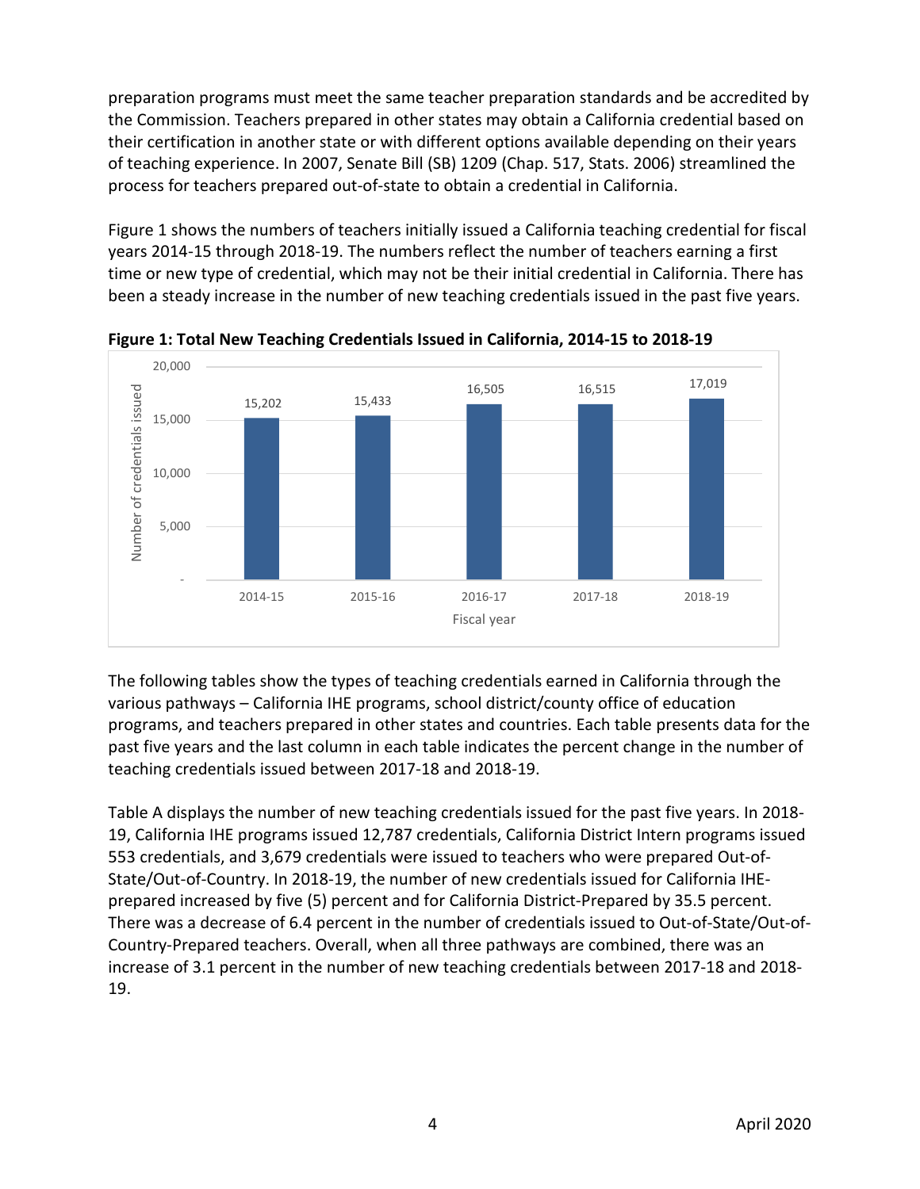preparation programs must meet the same teacher preparation standards and be accredited by the Commission. Teachers prepared in other states may obtain a California credential based on their certification in another state or with different options available depending on their years of teaching experience. In 2007, Senate Bill (SB) 1209 (Chap. 517, Stats. 2006) streamlined the process for teachers prepared out-of-state to obtain a credential in California.

Figure 1 shows the numbers of teachers initially issued a California teaching credential for fiscal years 2014-15 through 2018-19. The numbers reflect the number of teachers earning a first time or new type of credential, which may not be their initial credential in California. There has been a steady increase in the number of new teaching credentials issued in the past five years.

**Figure 1: Total New Teaching Credentials Issued in California, 2014-15 to 2018-19**

| Fiscal year | Number of credentials issued |
|---|---|
| 2014-15 | 15,202 |
| 2015-16 | 15,433 |
| 2016-17 | 16,505 |
| 2017-18 | 16,515 |
| 2018-19 | 17,019 |

The following tables show the types of teaching credentials earned in California through the various pathways – California IHE programs, school district/county office of education programs, and teachers prepared in other states and countries. Each table presents data for the past five years and the last column in each table indicates the percent change in the number of teaching credentials issued between 2017-18 and 2018-19.

Table A displays the number of new teaching credentials issued for the past five years. In 2018-19, California IHE programs issued 12,787 credentials, California District Intern programs issued 553 credentials, and 3,679 credentials were issued to teachers who were prepared Out-of-State/Out-of-Country. In 2018-19, the number of new credentials issued for California IHE-prepared increased by five (5) percent and for California District-Prepared by 35.5 percent. There was a decrease of 6.4 percent in the number of credentials issued to Out-of-State/Out-of-Country-Prepared teachers. Overall, when all three pathways are combined, there was an increase of 3.1 percent in the number of new teaching credentials between 2017-18 and 2018-19.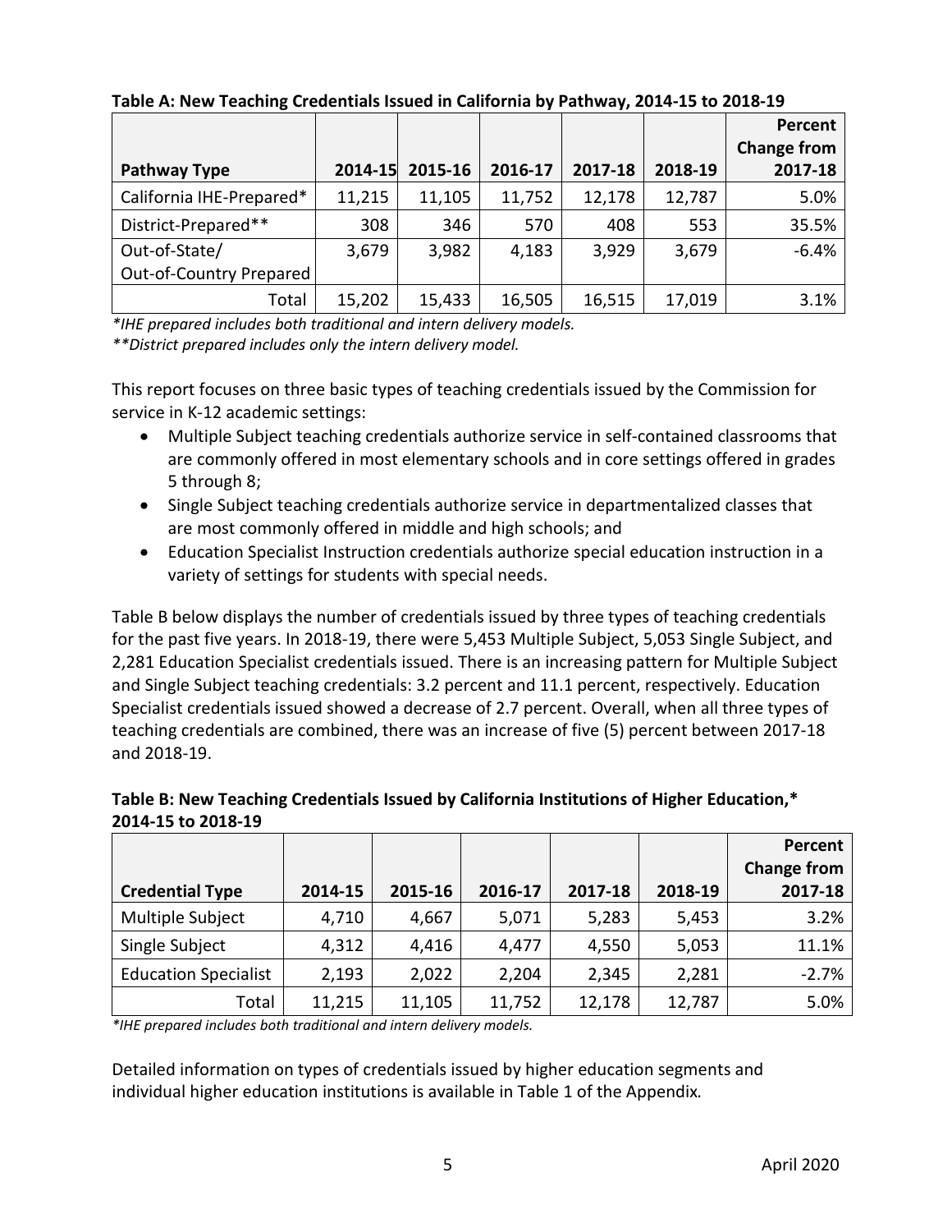**Table A: New Teaching Credentials Issued in California by Pathway, 2014-15 to 2018-19**

| Pathway Type | 2014-15 | 2015-16 | 2016-17 | 2017-18 | 2018-19 | Percent Change from 2017-18 |
|---|---|---|---|---|---|---|
| California IHE-Prepared* | 11,215 | 11,105 | 11,752 | 12,178 | 12,787 | 5.0% |
| District-Prepared** | 308 | 346 | 570 | 408 | 553 | 35.5% |
| Out-of-State/ Out-of-Country Prepared | 3,679 | 3,982 | 4,183 | 3,929 | 3,679 | -6.4% |
| Total | 15,202 | 15,433 | 16,505 | 16,515 | 17,019 | 3.1% |

*\*IHE prepared includes both traditional and intern delivery models.*
*\*\*District prepared includes only the intern delivery model.*

This report focuses on three basic types of teaching credentials issued by the Commission for service in K-12 academic settings:

- Multiple Subject teaching credentials authorize service in self-contained classrooms that are commonly offered in most elementary schools and in core settings offered in grades 5 through 8;
- Single Subject teaching credentials authorize service in departmentalized classes that are most commonly offered in middle and high schools; and
- Education Specialist Instruction credentials authorize special education instruction in a variety of settings for students with special needs.

Table B below displays the number of credentials issued by three types of teaching credentials for the past five years. In 2018-19, there were 5,453 Multiple Subject, 5,053 Single Subject, and 2,281 Education Specialist credentials issued. There is an increasing pattern for Multiple Subject and Single Subject teaching credentials: 3.2 percent and 11.1 percent, respectively. Education Specialist credentials issued showed a decrease of 2.7 percent. Overall, when all three types of teaching credentials are combined, there was an increase of five (5) percent between 2017-18 and 2018-19.

**Table B: New Teaching Credentials Issued by California Institutions of Higher Education,\* 2014-15 to 2018-19**

| Credential Type | 2014-15 | 2015-16 | 2016-17 | 2017-18 | 2018-19 | Percent Change from 2017-18 |
|---|---|---|---|---|---|---|
| Multiple Subject | 4,710 | 4,667 | 5,071 | 5,283 | 5,453 | 3.2% |
| Single Subject | 4,312 | 4,416 | 4,477 | 4,550 | 5,053 | 11.1% |
| Education Specialist | 2,193 | 2,022 | 2,204 | 2,345 | 2,281 | -2.7% |
| Total | 11,215 | 11,105 | 11,752 | 12,178 | 12,787 | 5.0% |

*\*IHE prepared includes both traditional and intern delivery models.*

Detailed information on types of credentials issued by higher education segments and individual higher education institutions is available in Table 1 of the Appendix.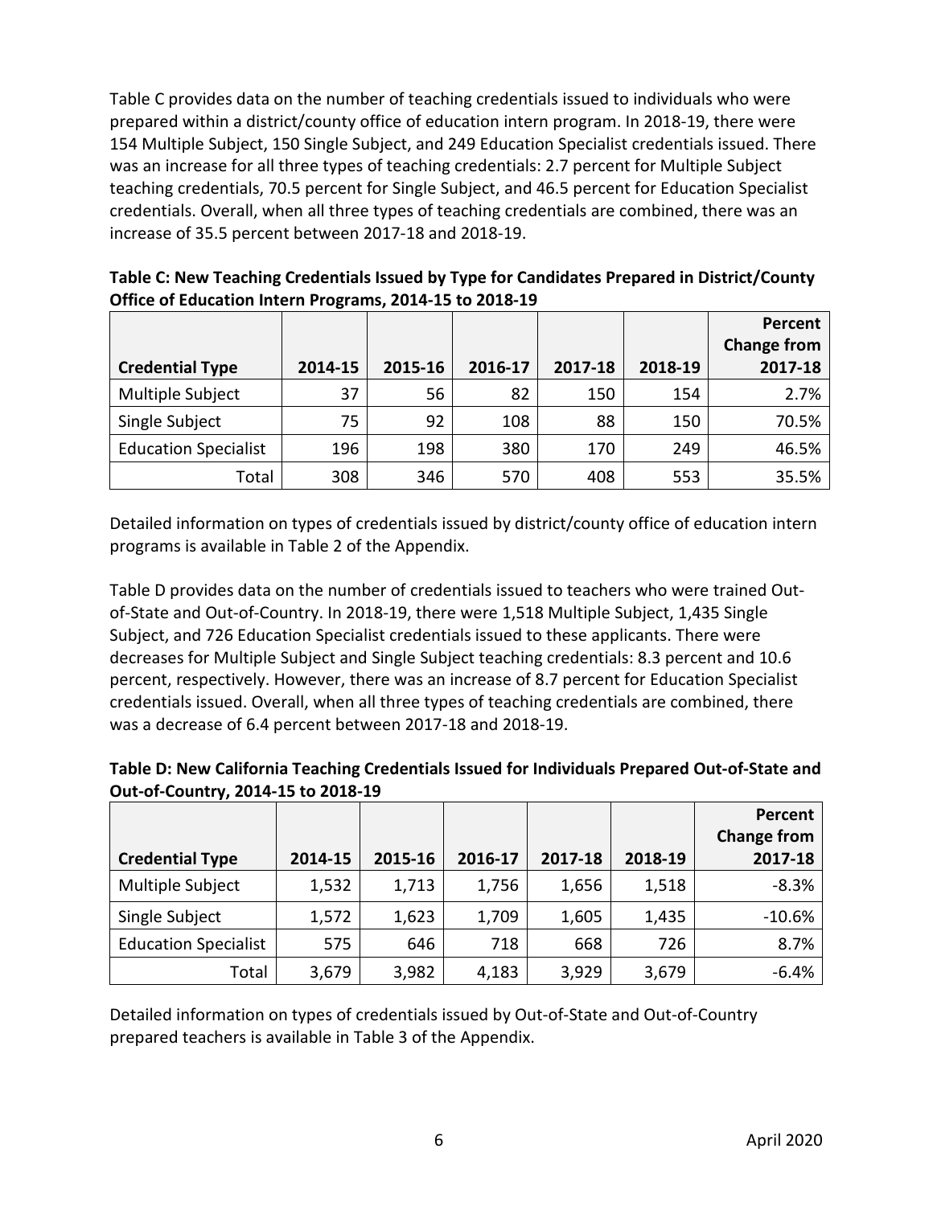Table C provides data on the number of teaching credentials issued to individuals who were prepared within a district/county office of education intern program. In 2018-19, there were 154 Multiple Subject, 150 Single Subject, and 249 Education Specialist credentials issued. There was an increase for all three types of teaching credentials: 2.7 percent for Multiple Subject teaching credentials, 70.5 percent for Single Subject, and 46.5 percent for Education Specialist credentials. Overall, when all three types of teaching credentials are combined, there was an increase of 35.5 percent between 2017-18 and 2018-19.

**Table C: New Teaching Credentials Issued by Type for Candidates Prepared in District/County Office of Education Intern Programs, 2014-15 to 2018-19**

| Credential Type | 2014-15 | 2015-16 | 2016-17 | 2017-18 | 2018-19 | Percent Change from 2017-18 |
|---|---|---|---|---|---|---|
| Multiple Subject | 37 | 56 | 82 | 150 | 154 | 2.7% |
| Single Subject | 75 | 92 | 108 | 88 | 150 | 70.5% |
| Education Specialist | 196 | 198 | 380 | 170 | 249 | 46.5% |
| Total | 308 | 346 | 570 | 408 | 553 | 35.5% |

Detailed information on types of credentials issued by district/county office of education intern programs is available in Table 2 of the Appendix.

Table D provides data on the number of credentials issued to teachers who were trained Out-of-State and Out-of-Country. In 2018-19, there were 1,518 Multiple Subject, 1,435 Single Subject, and 726 Education Specialist credentials issued to these applicants. There were decreases for Multiple Subject and Single Subject teaching credentials: 8.3 percent and 10.6 percent, respectively. However, there was an increase of 8.7 percent for Education Specialist credentials issued. Overall, when all three types of teaching credentials are combined, there was a decrease of 6.4 percent between 2017-18 and 2018-19.

**Table D: New California Teaching Credentials Issued for Individuals Prepared Out-of-State and Out-of-Country, 2014-15 to 2018-19**

| Credential Type | 2014-15 | 2015-16 | 2016-17 | 2017-18 | 2018-19 | Percent Change from 2017-18 |
|---|---|---|---|---|---|---|
| Multiple Subject | 1,532 | 1,713 | 1,756 | 1,656 | 1,518 | -8.3% |
| Single Subject | 1,572 | 1,623 | 1,709 | 1,605 | 1,435 | -10.6% |
| Education Specialist | 575 | 646 | 718 | 668 | 726 | 8.7% |
| Total | 3,679 | 3,982 | 4,183 | 3,929 | 3,679 | -6.4% |

Detailed information on types of credentials issued by Out-of-State and Out-of-Country prepared teachers is available in Table 3 of the Appendix.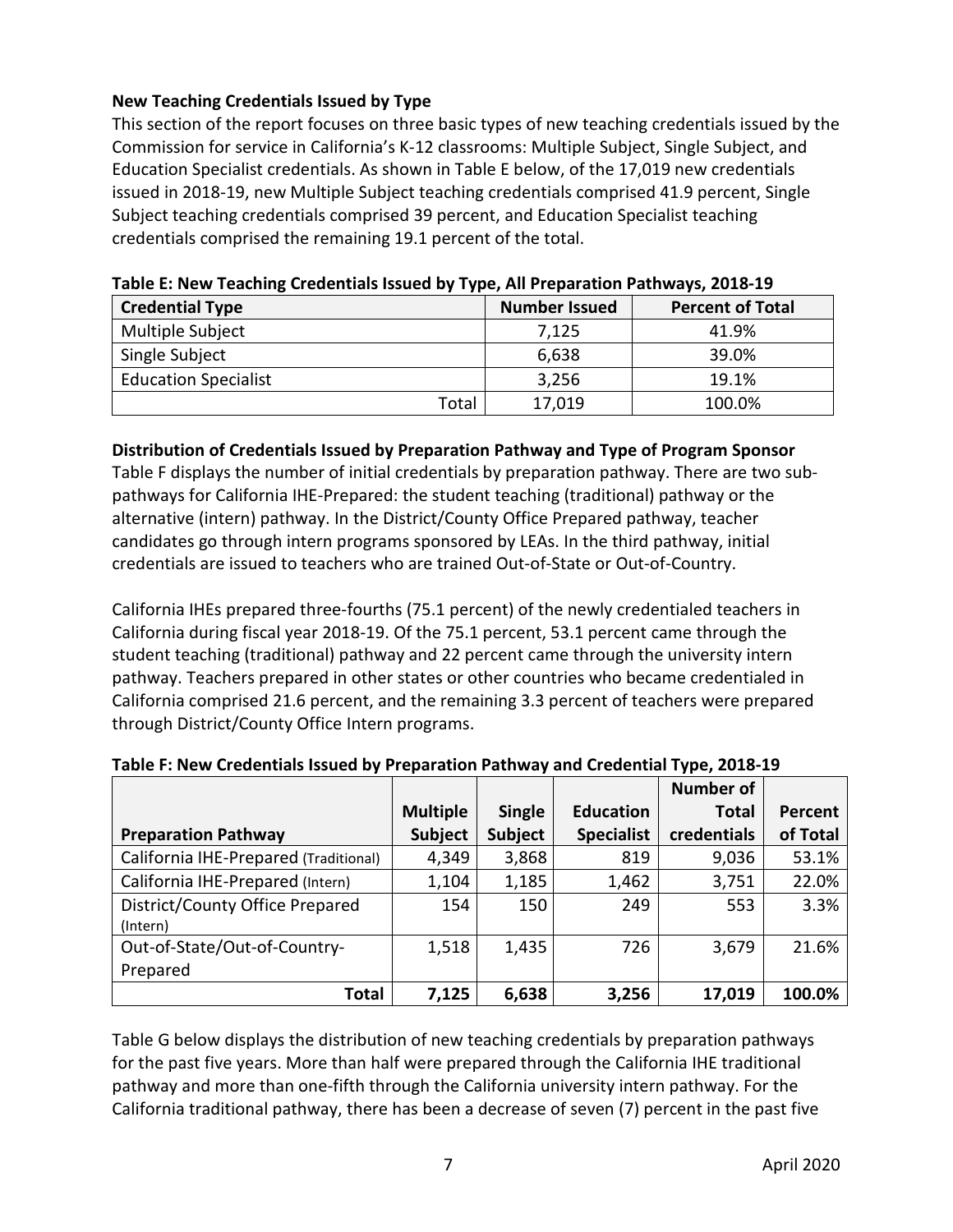### New Teaching Credentials Issued by Type

This section of the report focuses on three basic types of new teaching credentials issued by the Commission for service in California's K-12 classrooms: Multiple Subject, Single Subject, and Education Specialist credentials. As shown in Table E below, of the 17,019 new credentials issued in 2018-19, new Multiple Subject teaching credentials comprised 41.9 percent, Single Subject teaching credentials comprised 39 percent, and Education Specialist teaching credentials comprised the remaining 19.1 percent of the total.

**Table E: New Teaching Credentials Issued by Type, All Preparation Pathways, 2018-19**

| Credential Type | Number Issued | Percent of Total |
|---|---|---|
| Multiple Subject | 7,125 | 41.9% |
| Single Subject | 6,638 | 39.0% |
| Education Specialist | 3,256 | 19.1% |
| Total | 17,019 | 100.0% |

### Distribution of Credentials Issued by Preparation Pathway and Type of Program Sponsor

Table F displays the number of initial credentials by preparation pathway. There are two sub-pathways for California IHE-Prepared: the student teaching (traditional) pathway or the alternative (intern) pathway. In the District/County Office Prepared pathway, teacher candidates go through intern programs sponsored by LEAs. In the third pathway, initial credentials are issued to teachers who are trained Out-of-State or Out-of-Country.

California IHEs prepared three-fourths (75.1 percent) of the newly credentialed teachers in California during fiscal year 2018-19. Of the 75.1 percent, 53.1 percent came through the student teaching (traditional) pathway and 22 percent came through the university intern pathway. Teachers prepared in other states or other countries who became credentialed in California comprised 21.6 percent, and the remaining 3.3 percent of teachers were prepared through District/County Office Intern programs.

**Table F: New Credentials Issued by Preparation Pathway and Credential Type, 2018-19**

| Preparation Pathway | Multiple Subject | Single Subject | Education Specialist | Number of Total credentials | Percent of Total |
|---|---|---|---|---|---|
| California IHE-Prepared (Traditional) | 4,349 | 3,868 | 819 | 9,036 | 53.1% |
| California IHE-Prepared (Intern) | 1,104 | 1,185 | 1,462 | 3,751 | 22.0% |
| District/County Office Prepared (Intern) | 154 | 150 | 249 | 553 | 3.3% |
| Out-of-State/Out-of-Country-Prepared | 1,518 | 1,435 | 726 | 3,679 | 21.6% |
| **Total** | **7,125** | **6,638** | **3,256** | **17,019** | **100.0%** |

Table G below displays the distribution of new teaching credentials by preparation pathways for the past five years. More than half were prepared through the California IHE traditional pathway and more than one-fifth through the California university intern pathway. For the California traditional pathway, there has been a decrease of seven (7) percent in the past five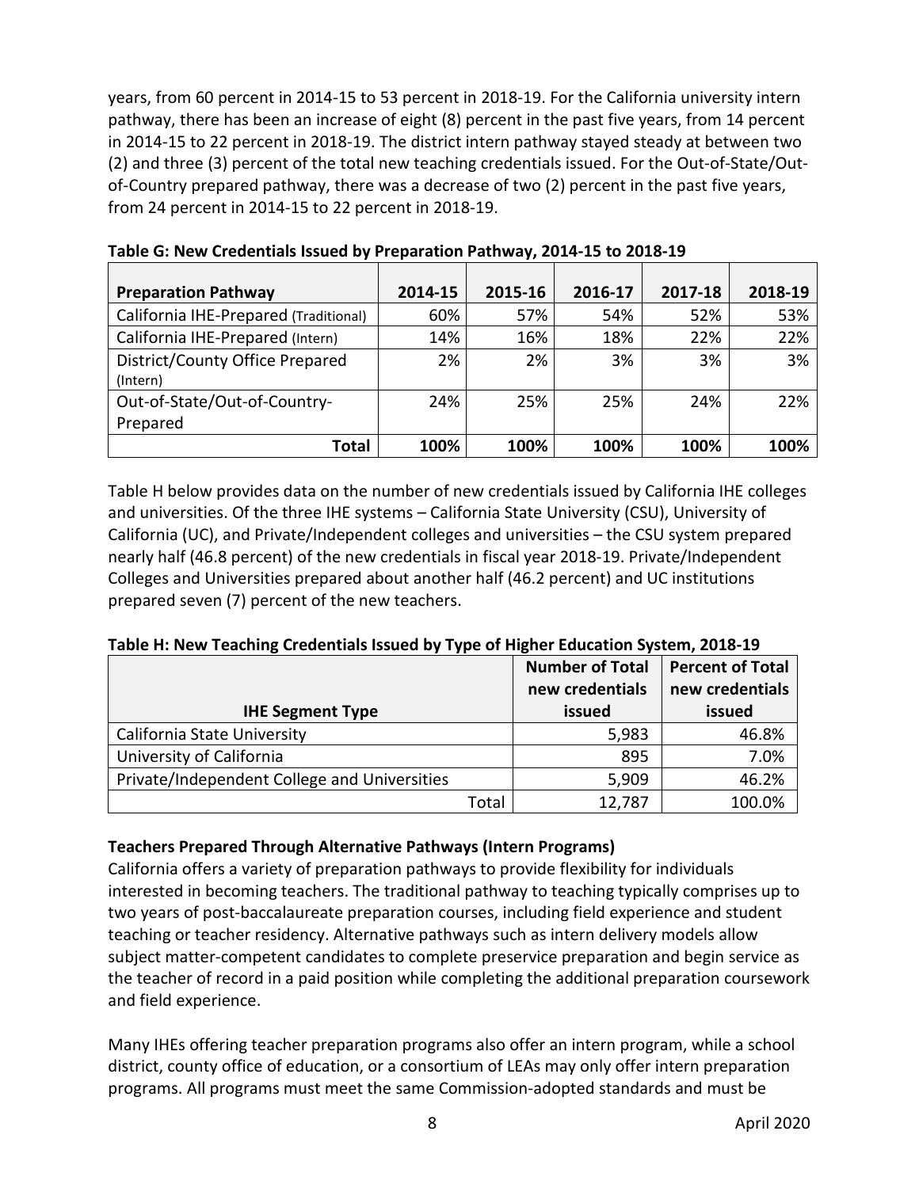years, from 60 percent in 2014-15 to 53 percent in 2018-19. For the California university intern pathway, there has been an increase of eight (8) percent in the past five years, from 14 percent in 2014-15 to 22 percent in 2018-19. The district intern pathway stayed steady at between two (2) and three (3) percent of the total new teaching credentials issued. For the Out-of-State/Out-of-Country prepared pathway, there was a decrease of two (2) percent in the past five years, from 24 percent in 2014-15 to 22 percent in 2018-19.

**Table G: New Credentials Issued by Preparation Pathway, 2014-15 to 2018-19**

| Preparation Pathway | 2014-15 | 2015-16 | 2016-17 | 2017-18 | 2018-19 |
|---|---|---|---|---|---|
| California IHE-Prepared (Traditional) | 60% | 57% | 54% | 52% | 53% |
| California IHE-Prepared (Intern) | 14% | 16% | 18% | 22% | 22% |
| District/County Office Prepared (Intern) | 2% | 2% | 3% | 3% | 3% |
| Out-of-State/Out-of-Country-Prepared | 24% | 25% | 25% | 24% | 22% |
| **Total** | **100%** | **100%** | **100%** | **100%** | **100%** |

Table H below provides data on the number of new credentials issued by California IHE colleges and universities. Of the three IHE systems – California State University (CSU), University of California (UC), and Private/Independent colleges and universities – the CSU system prepared nearly half (46.8 percent) of the new credentials in fiscal year 2018-19. Private/Independent Colleges and Universities prepared about another half (46.2 percent) and UC institutions prepared seven (7) percent of the new teachers.

**Table H: New Teaching Credentials Issued by Type of Higher Education System, 2018-19**

| IHE Segment Type | Number of Total new credentials issued | Percent of Total new credentials issued |
|---|---|---|
| California State University | 5,983 | 46.8% |
| University of California | 895 | 7.0% |
| Private/Independent College and Universities | 5,909 | 46.2% |
| Total | 12,787 | 100.0% |

**Teachers Prepared Through Alternative Pathways (Intern Programs)**

California offers a variety of preparation pathways to provide flexibility for individuals interested in becoming teachers. The traditional pathway to teaching typically comprises up to two years of post-baccalaureate preparation courses, including field experience and student teaching or teacher residency. Alternative pathways such as intern delivery models allow subject matter-competent candidates to complete preservice preparation and begin service as the teacher of record in a paid position while completing the additional preparation coursework and field experience.

Many IHEs offering teacher preparation programs also offer an intern program, while a school district, county office of education, or a consortium of LEAs may only offer intern preparation programs. All programs must meet the same Commission-adopted standards and must be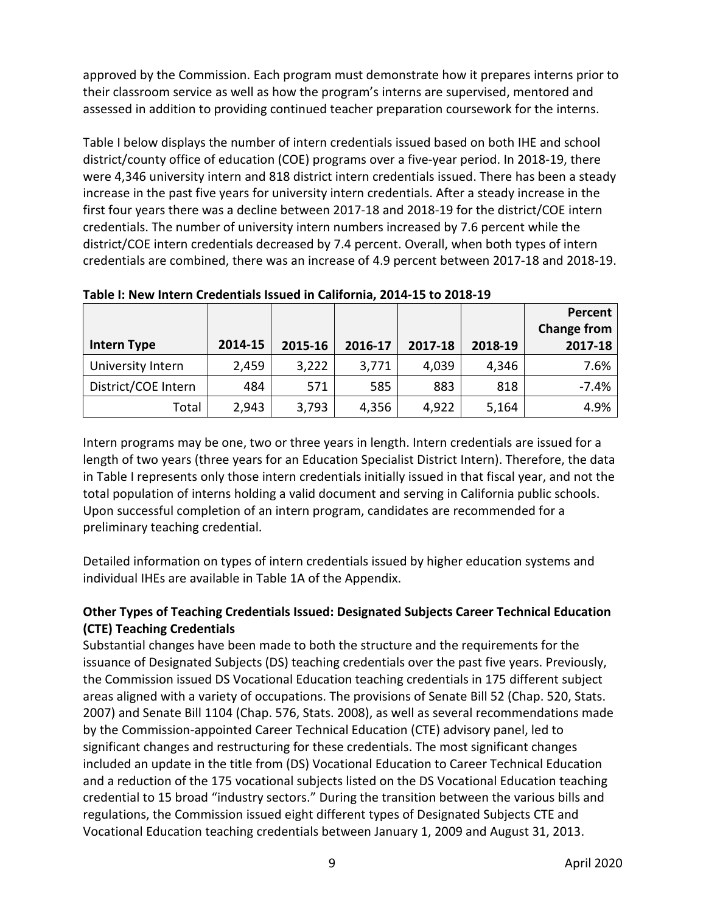approved by the Commission. Each program must demonstrate how it prepares interns prior to their classroom service as well as how the program's interns are supervised, mentored and assessed in addition to providing continued teacher preparation coursework for the interns.

Table I below displays the number of intern credentials issued based on both IHE and school district/county office of education (COE) programs over a five-year period. In 2018-19, there were 4,346 university intern and 818 district intern credentials issued. There has been a steady increase in the past five years for university intern credentials. After a steady increase in the first four years there was a decline between 2017-18 and 2018-19 for the district/COE intern credentials. The number of university intern numbers increased by 7.6 percent while the district/COE intern credentials decreased by 7.4 percent. Overall, when both types of intern credentials are combined, there was an increase of 4.9 percent between 2017-18 and 2018-19.

**Table I: New Intern Credentials Issued in California, 2014-15 to 2018-19**

| Intern Type | 2014-15 | 2015-16 | 2016-17 | 2017-18 | 2018-19 | Percent Change from 2017-18 |
|---|---|---|---|---|---|---|
| University Intern | 2,459 | 3,222 | 3,771 | 4,039 | 4,346 | 7.6% |
| District/COE Intern | 484 | 571 | 585 | 883 | 818 | -7.4% |
| Total | 2,943 | 3,793 | 4,356 | 4,922 | 5,164 | 4.9% |

Intern programs may be one, two or three years in length. Intern credentials are issued for a length of two years (three years for an Education Specialist District Intern). Therefore, the data in Table I represents only those intern credentials initially issued in that fiscal year, and not the total population of interns holding a valid document and serving in California public schools. Upon successful completion of an intern program, candidates are recommended for a preliminary teaching credential.

Detailed information on types of intern credentials issued by higher education systems and individual IHEs are available in Table 1A of the Appendix.

**Other Types of Teaching Credentials Issued: Designated Subjects Career Technical Education (CTE) Teaching Credentials**

Substantial changes have been made to both the structure and the requirements for the issuance of Designated Subjects (DS) teaching credentials over the past five years. Previously, the Commission issued DS Vocational Education teaching credentials in 175 different subject areas aligned with a variety of occupations. The provisions of Senate Bill 52 (Chap. 520, Stats. 2007) and Senate Bill 1104 (Chap. 576, Stats. 2008), as well as several recommendations made by the Commission-appointed Career Technical Education (CTE) advisory panel, led to significant changes and restructuring for these credentials. The most significant changes included an update in the title from (DS) Vocational Education to Career Technical Education and a reduction of the 175 vocational subjects listed on the DS Vocational Education teaching credential to 15 broad "industry sectors." During the transition between the various bills and regulations, the Commission issued eight different types of Designated Subjects CTE and Vocational Education teaching credentials between January 1, 2009 and August 31, 2013.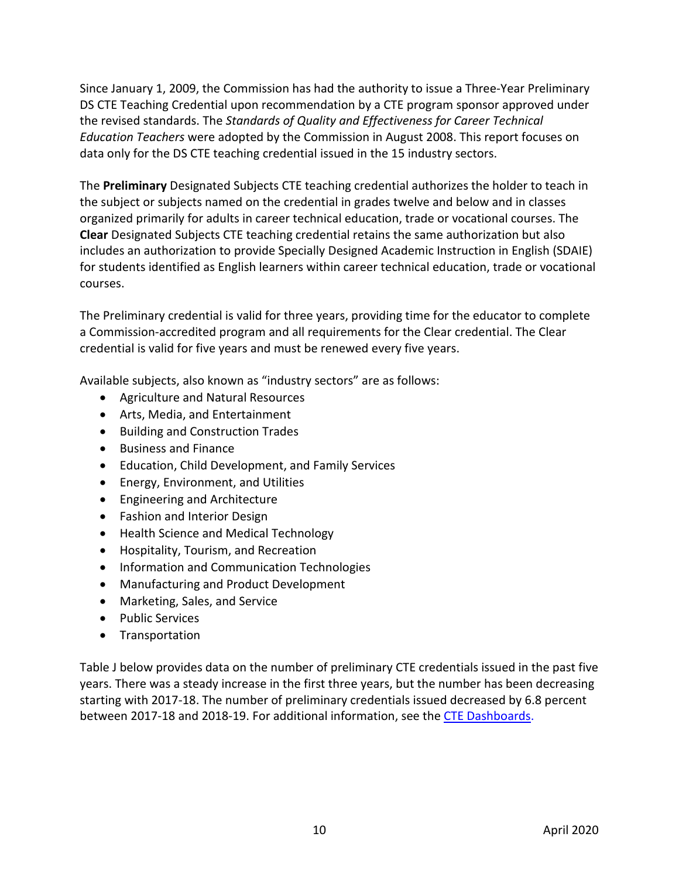Since January 1, 2009, the Commission has had the authority to issue a Three-Year Preliminary DS CTE Teaching Credential upon recommendation by a CTE program sponsor approved under the revised standards. The *Standards of Quality and Effectiveness for Career Technical Education Teachers* were adopted by the Commission in August 2008. This report focuses on data only for the DS CTE teaching credential issued in the 15 industry sectors.

The **Preliminary** Designated Subjects CTE teaching credential authorizes the holder to teach in the subject or subjects named on the credential in grades twelve and below and in classes organized primarily for adults in career technical education, trade or vocational courses. The **Clear** Designated Subjects CTE teaching credential retains the same authorization but also includes an authorization to provide Specially Designed Academic Instruction in English (SDAIE) for students identified as English learners within career technical education, trade or vocational courses.

The Preliminary credential is valid for three years, providing time for the educator to complete a Commission-accredited program and all requirements for the Clear credential. The Clear credential is valid for five years and must be renewed every five years.

Available subjects, also known as "industry sectors" are as follows:

- Agriculture and Natural Resources
- Arts, Media, and Entertainment
- Building and Construction Trades
- Business and Finance
- Education, Child Development, and Family Services
- Energy, Environment, and Utilities
- Engineering and Architecture
- Fashion and Interior Design
- Health Science and Medical Technology
- Hospitality, Tourism, and Recreation
- Information and Communication Technologies
- Manufacturing and Product Development
- Marketing, Sales, and Service
- Public Services
- Transportation

Table J below provides data on the number of preliminary CTE credentials issued in the past five years. There was a steady increase in the first three years, but the number has been decreasing starting with 2017-18. The number of preliminary credentials issued decreased by 6.8 percent between 2017-18 and 2018-19. For additional information, see the [CTE Dashboards.]()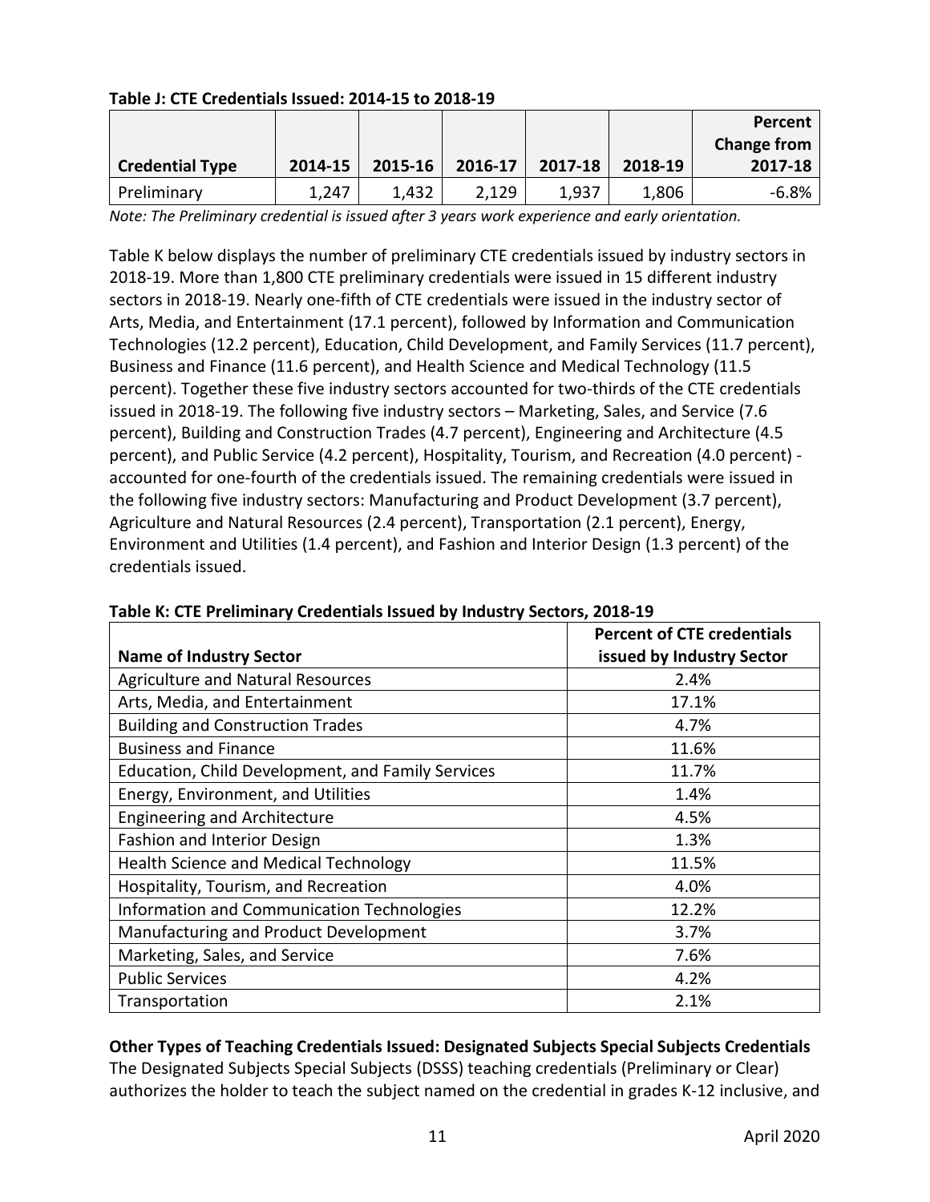**Table J: CTE Credentials Issued: 2014-15 to 2018-19**

| Credential Type | 2014-15 | 2015-16 | 2016-17 | 2017-18 | 2018-19 | Percent Change from 2017-18 |
|---|---|---|---|---|---|---|
| Preliminary | 1,247 | 1,432 | 2,129 | 1,937 | 1,806 | -6.8% |

*Note: The Preliminary credential is issued after 3 years work experience and early orientation.*

Table K below displays the number of preliminary CTE credentials issued by industry sectors in 2018-19. More than 1,800 CTE preliminary credentials were issued in 15 different industry sectors in 2018-19. Nearly one-fifth of CTE credentials were issued in the industry sector of Arts, Media, and Entertainment (17.1 percent), followed by Information and Communication Technologies (12.2 percent), Education, Child Development, and Family Services (11.7 percent), Business and Finance (11.6 percent), and Health Science and Medical Technology (11.5 percent). Together these five industry sectors accounted for two-thirds of the CTE credentials issued in 2018-19. The following five industry sectors – Marketing, Sales, and Service (7.6 percent), Building and Construction Trades (4.7 percent), Engineering and Architecture (4.5 percent), and Public Service (4.2 percent), Hospitality, Tourism, and Recreation (4.0 percent) - accounted for one-fourth of the credentials issued. The remaining credentials were issued in the following five industry sectors: Manufacturing and Product Development (3.7 percent), Agriculture and Natural Resources (2.4 percent), Transportation (2.1 percent), Energy, Environment and Utilities (1.4 percent), and Fashion and Interior Design (1.3 percent) of the credentials issued.

**Table K: CTE Preliminary Credentials Issued by Industry Sectors, 2018-19**

| Name of Industry Sector | Percent of CTE credentials issued by Industry Sector |
|---|---|
| Agriculture and Natural Resources | 2.4% |
| Arts, Media, and Entertainment | 17.1% |
| Building and Construction Trades | 4.7% |
| Business and Finance | 11.6% |
| Education, Child Development, and Family Services | 11.7% |
| Energy, Environment, and Utilities | 1.4% |
| Engineering and Architecture | 4.5% |
| Fashion and Interior Design | 1.3% |
| Health Science and Medical Technology | 11.5% |
| Hospitality, Tourism, and Recreation | 4.0% |
| Information and Communication Technologies | 12.2% |
| Manufacturing and Product Development | 3.7% |
| Marketing, Sales, and Service | 7.6% |
| Public Services | 4.2% |
| Transportation | 2.1% |

**Other Types of Teaching Credentials Issued: Designated Subjects Special Subjects Credentials**

The Designated Subjects Special Subjects (DSSS) teaching credentials (Preliminary or Clear) authorizes the holder to teach the subject named on the credential in grades K-12 inclusive, and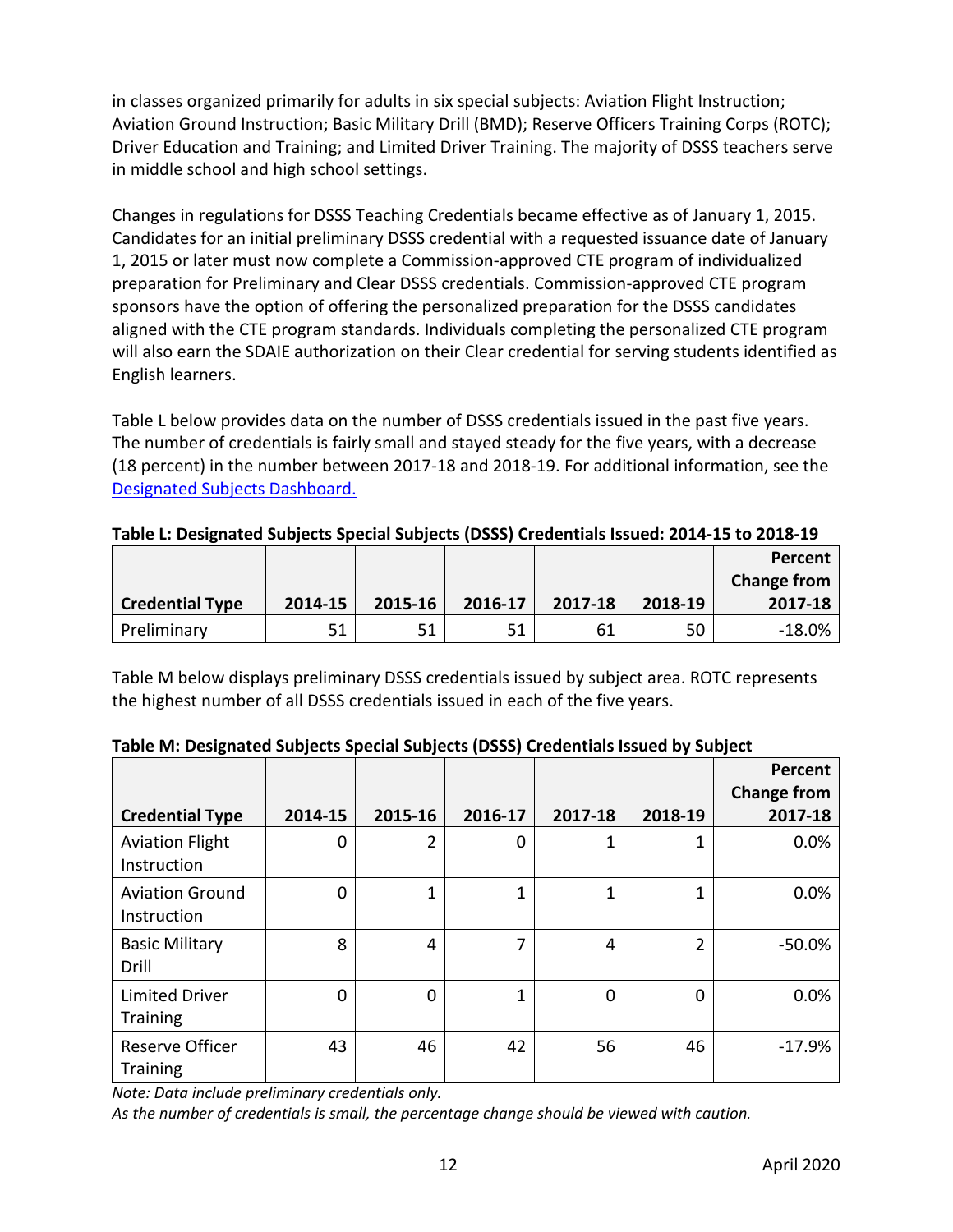in classes organized primarily for adults in six special subjects: Aviation Flight Instruction; Aviation Ground Instruction; Basic Military Drill (BMD); Reserve Officers Training Corps (ROTC); Driver Education and Training; and Limited Driver Training. The majority of DSSS teachers serve in middle school and high school settings.

Changes in regulations for DSSS Teaching Credentials became effective as of January 1, 2015. Candidates for an initial preliminary DSSS credential with a requested issuance date of January 1, 2015 or later must now complete a Commission-approved CTE program of individualized preparation for Preliminary and Clear DSSS credentials. Commission-approved CTE program sponsors have the option of offering the personalized preparation for the DSSS candidates aligned with the CTE program standards. Individuals completing the personalized CTE program will also earn the SDAIE authorization on their Clear credential for serving students identified as English learners.

Table L below provides data on the number of DSSS credentials issued in the past five years. The number of credentials is fairly small and stayed steady for the five years, with a decrease (18 percent) in the number between 2017-18 and 2018-19. For additional information, see the [Designated Subjects Dashboard.]

**Table L: Designated Subjects Special Subjects (DSSS) Credentials Issued: 2014-15 to 2018-19**

| Credential Type | 2014-15 | 2015-16 | 2016-17 | 2017-18 | 2018-19 | Percent Change from 2017-18 |
|---|---|---|---|---|---|---|
| Preliminary | 51 | 51 | 51 | 61 | 50 | -18.0% |

Table M below displays preliminary DSSS credentials issued by subject area. ROTC represents the highest number of all DSSS credentials issued in each of the five years.

**Table M: Designated Subjects Special Subjects (DSSS) Credentials Issued by Subject**

| Credential Type | 2014-15 | 2015-16 | 2016-17 | 2017-18 | 2018-19 | Percent Change from 2017-18 |
|---|---|---|---|---|---|---|
| Aviation Flight Instruction | 0 | 2 | 0 | 1 | 1 | 0.0% |
| Aviation Ground Instruction | 0 | 1 | 1 | 1 | 1 | 0.0% |
| Basic Military Drill | 8 | 4 | 7 | 4 | 2 | -50.0% |
| Limited Driver Training | 0 | 0 | 1 | 0 | 0 | 0.0% |
| Reserve Officer Training | 43 | 46 | 42 | 56 | 46 | -17.9% |

*Note: Data include preliminary credentials only.*

*As the number of credentials is small, the percentage change should be viewed with caution.*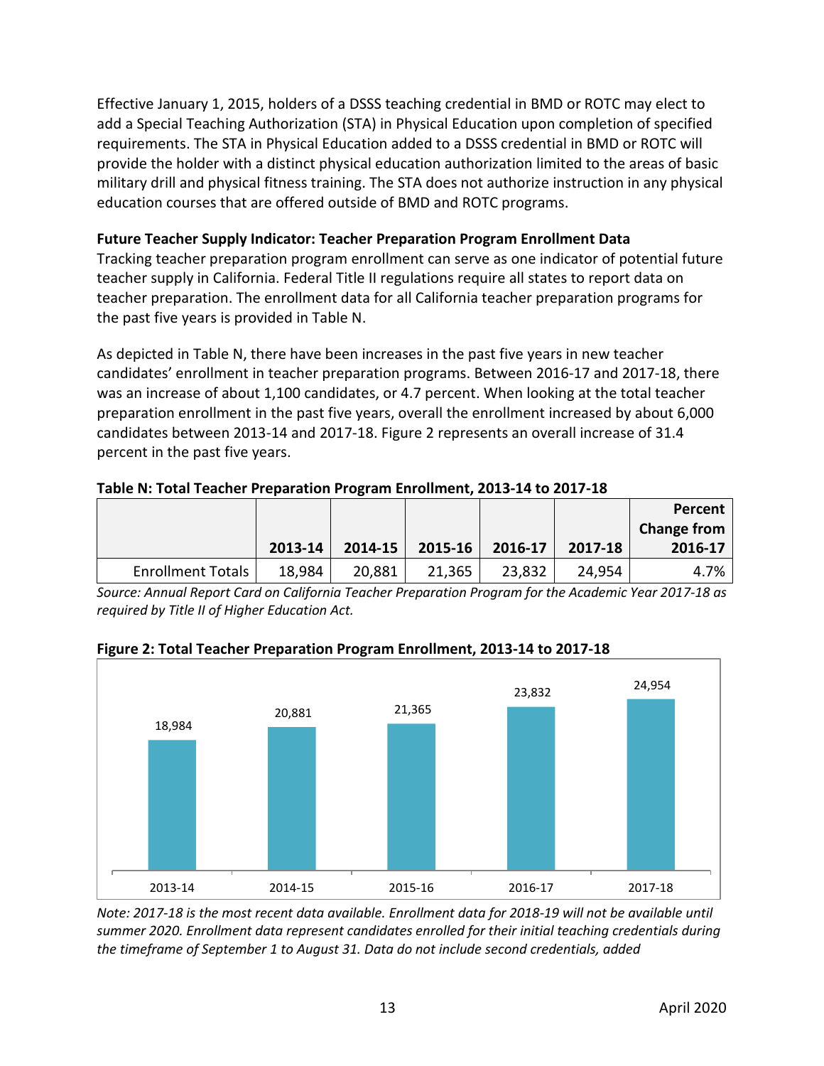Effective January 1, 2015, holders of a DSSS teaching credential in BMD or ROTC may elect to add a Special Teaching Authorization (STA) in Physical Education upon completion of specified requirements. The STA in Physical Education added to a DSSS credential in BMD or ROTC will provide the holder with a distinct physical education authorization limited to the areas of basic military drill and physical fitness training. The STA does not authorize instruction in any physical education courses that are offered outside of BMD and ROTC programs.

**Future Teacher Supply Indicator: Teacher Preparation Program Enrollment Data**

Tracking teacher preparation program enrollment can serve as one indicator of potential future teacher supply in California. Federal Title II regulations require all states to report data on teacher preparation. The enrollment data for all California teacher preparation programs for the past five years is provided in Table N.

As depicted in Table N, there have been increases in the past five years in new teacher candidates' enrollment in teacher preparation programs. Between 2016-17 and 2017-18, there was an increase of about 1,100 candidates, or 4.7 percent. When looking at the total teacher preparation enrollment in the past five years, overall the enrollment increased by about 6,000 candidates between 2013-14 and 2017-18. Figure 2 represents an overall increase of 31.4 percent in the past five years.

**Table N: Total Teacher Preparation Program Enrollment, 2013-14 to 2017-18**

| | 2013-14 | 2014-15 | 2015-16 | 2016-17 | 2017-18 | Percent Change from 2016-17 |
|---|---|---|---|---|---|---|
| Enrollment Totals | 18,984 | 20,881 | 21,365 | 23,832 | 24,954 | 4.7% |

*Source: Annual Report Card on California Teacher Preparation Program for the Academic Year 2017-18 as required by Title II of Higher Education Act.*

**Figure 2: Total Teacher Preparation Program Enrollment, 2013-14 to 2017-18**

| 2013-14 | 2014-15 | 2015-16 | 2016-17 | 2017-18 |
|---|---|---|---|---|
| 18,984 | 20,881 | 21,365 | 23,832 | 24,954 |

*Note: 2017-18 is the most recent data available. Enrollment data for 2018-19 will not be available until summer 2020. Enrollment data represent candidates enrolled for their initial teaching credentials during the timeframe of September 1 to August 31. Data do not include second credentials, added*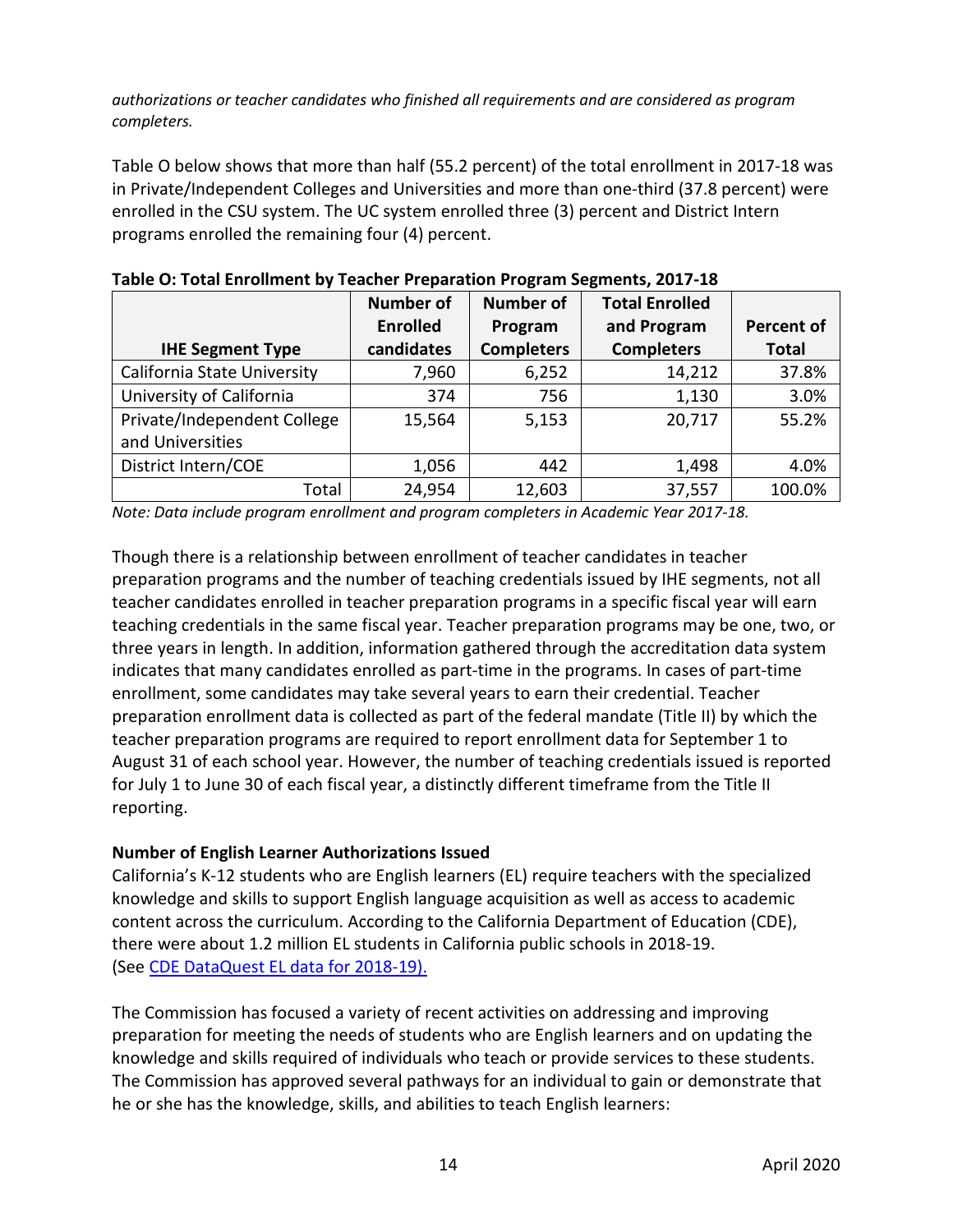*authorizations or teacher candidates who finished all requirements and are considered as program completers.*

Table O below shows that more than half (55.2 percent) of the total enrollment in 2017-18 was in Private/Independent Colleges and Universities and more than one-third (37.8 percent) were enrolled in the CSU system. The UC system enrolled three (3) percent and District Intern programs enrolled the remaining four (4) percent.

**Table O: Total Enrollment by Teacher Preparation Program Segments, 2017-18**

| IHE Segment Type | Number of Enrolled candidates | Number of Program Completers | Total Enrolled and Program Completers | Percent of Total |
|---|---|---|---|---|
| California State University | 7,960 | 6,252 | 14,212 | 37.8% |
| University of California | 374 | 756 | 1,130 | 3.0% |
| Private/Independent College and Universities | 15,564 | 5,153 | 20,717 | 55.2% |
| District Intern/COE | 1,056 | 442 | 1,498 | 4.0% |
| Total | 24,954 | 12,603 | 37,557 | 100.0% |

*Note: Data include program enrollment and program completers in Academic Year 2017-18.*

Though there is a relationship between enrollment of teacher candidates in teacher preparation programs and the number of teaching credentials issued by IHE segments, not all teacher candidates enrolled in teacher preparation programs in a specific fiscal year will earn teaching credentials in the same fiscal year. Teacher preparation programs may be one, two, or three years in length. In addition, information gathered through the accreditation data system indicates that many candidates enrolled as part-time in the programs. In cases of part-time enrollment, some candidates may take several years to earn their credential. Teacher preparation enrollment data is collected as part of the federal mandate (Title II) by which the teacher preparation programs are required to report enrollment data for September 1 to August 31 of each school year. However, the number of teaching credentials issued is reported for July 1 to June 30 of each fiscal year, a distinctly different timeframe from the Title II reporting.

**Number of English Learner Authorizations Issued**

California's K-12 students who are English learners (EL) require teachers with the specialized knowledge and skills to support English language acquisition as well as access to academic content across the curriculum. According to the California Department of Education (CDE), there were about 1.2 million EL students in California public schools in 2018-19. (See CDE DataQuest EL data for 2018-19).

The Commission has focused a variety of recent activities on addressing and improving preparation for meeting the needs of students who are English learners and on updating the knowledge and skills required of individuals who teach or provide services to these students. The Commission has approved several pathways for an individual to gain or demonstrate that he or she has the knowledge, skills, and abilities to teach English learners: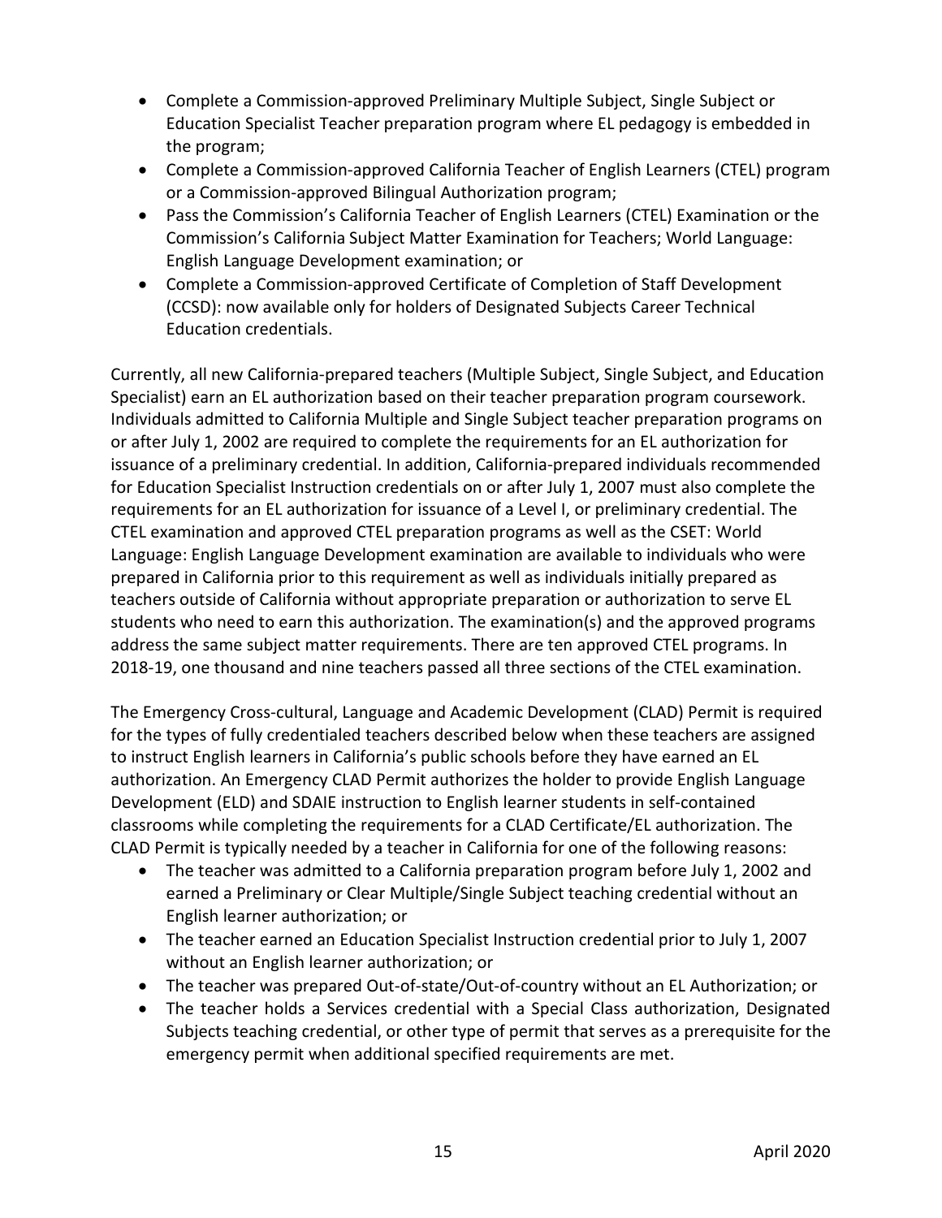- Complete a Commission-approved Preliminary Multiple Subject, Single Subject or Education Specialist Teacher preparation program where EL pedagogy is embedded in the program;
- Complete a Commission-approved California Teacher of English Learners (CTEL) program or a Commission-approved Bilingual Authorization program;
- Pass the Commission's California Teacher of English Learners (CTEL) Examination or the Commission's California Subject Matter Examination for Teachers; World Language: English Language Development examination; or
- Complete a Commission-approved Certificate of Completion of Staff Development (CCSD): now available only for holders of Designated Subjects Career Technical Education credentials.

Currently, all new California-prepared teachers (Multiple Subject, Single Subject, and Education Specialist) earn an EL authorization based on their teacher preparation program coursework. Individuals admitted to California Multiple and Single Subject teacher preparation programs on or after July 1, 2002 are required to complete the requirements for an EL authorization for issuance of a preliminary credential. In addition, California-prepared individuals recommended for Education Specialist Instruction credentials on or after July 1, 2007 must also complete the requirements for an EL authorization for issuance of a Level I, or preliminary credential. The CTEL examination and approved CTEL preparation programs as well as the CSET: World Language: English Language Development examination are available to individuals who were prepared in California prior to this requirement as well as individuals initially prepared as teachers outside of California without appropriate preparation or authorization to serve EL students who need to earn this authorization. The examination(s) and the approved programs address the same subject matter requirements. There are ten approved CTEL programs. In 2018-19, one thousand and nine teachers passed all three sections of the CTEL examination.

The Emergency Cross-cultural, Language and Academic Development (CLAD) Permit is required for the types of fully credentialed teachers described below when these teachers are assigned to instruct English learners in California's public schools before they have earned an EL authorization. An Emergency CLAD Permit authorizes the holder to provide English Language Development (ELD) and SDAIE instruction to English learner students in self-contained classrooms while completing the requirements for a CLAD Certificate/EL authorization. The CLAD Permit is typically needed by a teacher in California for one of the following reasons:

- The teacher was admitted to a California preparation program before July 1, 2002 and earned a Preliminary or Clear Multiple/Single Subject teaching credential without an English learner authorization; or
- The teacher earned an Education Specialist Instruction credential prior to July 1, 2007 without an English learner authorization; or
- The teacher was prepared Out-of-state/Out-of-country without an EL Authorization; or
- The teacher holds a Services credential with a Special Class authorization, Designated Subjects teaching credential, or other type of permit that serves as a prerequisite for the emergency permit when additional specified requirements are met.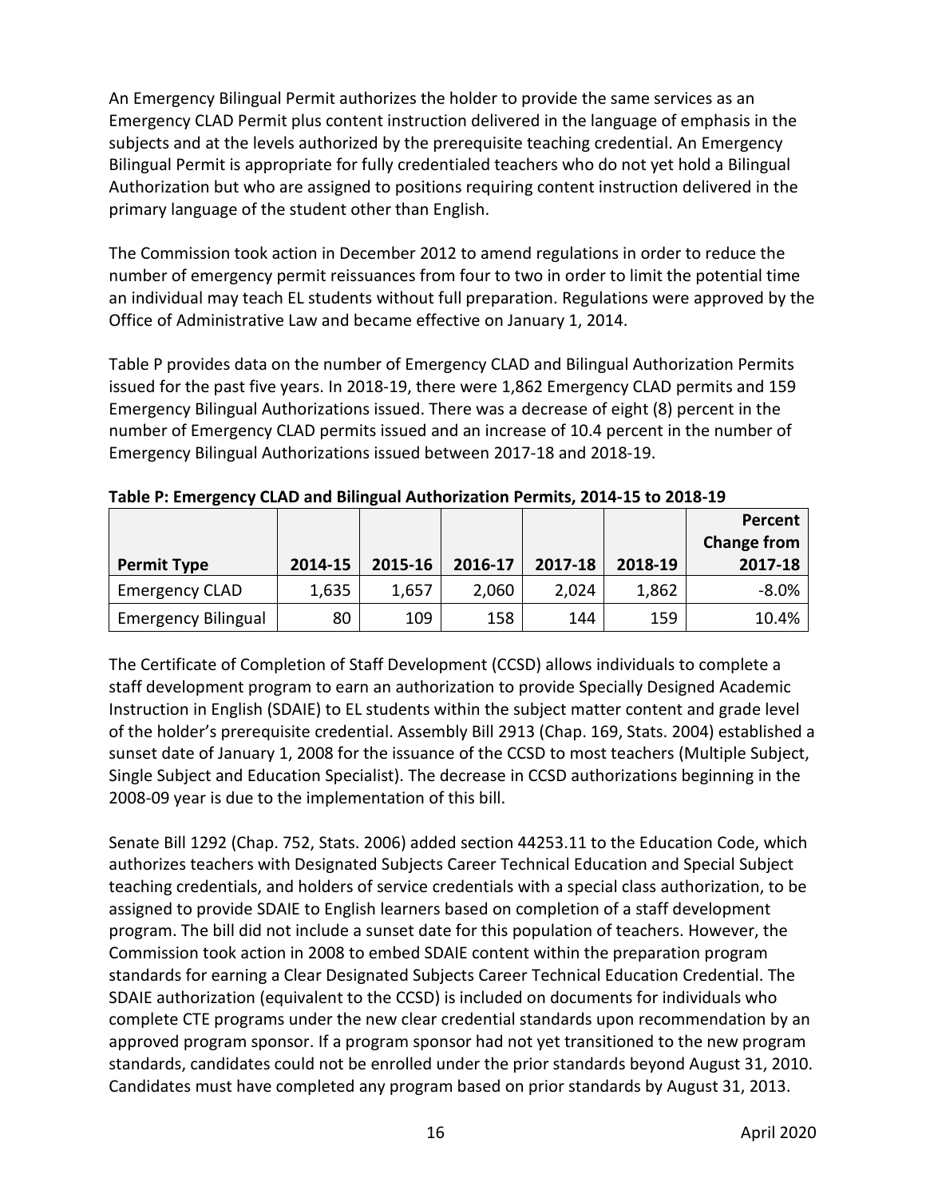An Emergency Bilingual Permit authorizes the holder to provide the same services as an Emergency CLAD Permit plus content instruction delivered in the language of emphasis in the subjects and at the levels authorized by the prerequisite teaching credential. An Emergency Bilingual Permit is appropriate for fully credentialed teachers who do not yet hold a Bilingual Authorization but who are assigned to positions requiring content instruction delivered in the primary language of the student other than English.

The Commission took action in December 2012 to amend regulations in order to reduce the number of emergency permit reissuances from four to two in order to limit the potential time an individual may teach EL students without full preparation. Regulations were approved by the Office of Administrative Law and became effective on January 1, 2014.

Table P provides data on the number of Emergency CLAD and Bilingual Authorization Permits issued for the past five years. In 2018-19, there were 1,862 Emergency CLAD permits and 159 Emergency Bilingual Authorizations issued. There was a decrease of eight (8) percent in the number of Emergency CLAD permits issued and an increase of 10.4 percent in the number of Emergency Bilingual Authorizations issued between 2017-18 and 2018-19.

**Table P: Emergency CLAD and Bilingual Authorization Permits, 2014-15 to 2018-19**

| Permit Type | 2014-15 | 2015-16 | 2016-17 | 2017-18 | 2018-19 | Percent Change from 2017-18 |
|---|---|---|---|---|---|---|
| Emergency CLAD | 1,635 | 1,657 | 2,060 | 2,024 | 1,862 | -8.0% |
| Emergency Bilingual | 80 | 109 | 158 | 144 | 159 | 10.4% |

The Certificate of Completion of Staff Development (CCSD) allows individuals to complete a staff development program to earn an authorization to provide Specially Designed Academic Instruction in English (SDAIE) to EL students within the subject matter content and grade level of the holder's prerequisite credential. Assembly Bill 2913 (Chap. 169, Stats. 2004) established a sunset date of January 1, 2008 for the issuance of the CCSD to most teachers (Multiple Subject, Single Subject and Education Specialist). The decrease in CCSD authorizations beginning in the 2008-09 year is due to the implementation of this bill.

Senate Bill 1292 (Chap. 752, Stats. 2006) added section 44253.11 to the Education Code, which authorizes teachers with Designated Subjects Career Technical Education and Special Subject teaching credentials, and holders of service credentials with a special class authorization, to be assigned to provide SDAIE to English learners based on completion of a staff development program. The bill did not include a sunset date for this population of teachers. However, the Commission took action in 2008 to embed SDAIE content within the preparation program standards for earning a Clear Designated Subjects Career Technical Education Credential. The SDAIE authorization (equivalent to the CCSD) is included on documents for individuals who complete CTE programs under the new clear credential standards upon recommendation by an approved program sponsor. If a program sponsor had not yet transitioned to the new program standards, candidates could not be enrolled under the prior standards beyond August 31, 2010. Candidates must have completed any program based on prior standards by August 31, 2013.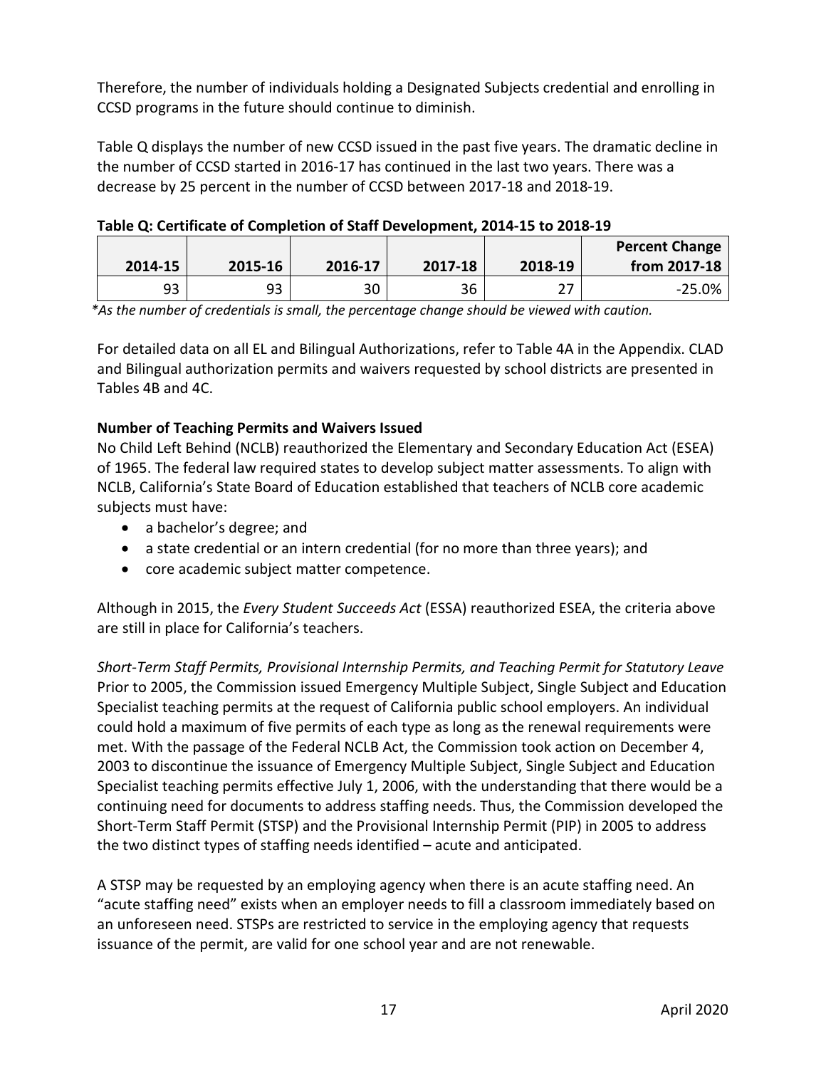Therefore, the number of individuals holding a Designated Subjects credential and enrolling in CCSD programs in the future should continue to diminish.

Table Q displays the number of new CCSD issued in the past five years. The dramatic decline in the number of CCSD started in 2016-17 has continued in the last two years. There was a decrease by 25 percent in the number of CCSD between 2017-18 and 2018-19.

**Table Q: Certificate of Completion of Staff Development, 2014-15 to 2018-19**

| 2014-15 | 2015-16 | 2016-17 | 2017-18 | 2018-19 | Percent Change from 2017-18 |
|---|---|---|---|---|---|
| 93 | 93 | 30 | 36 | 27 | -25.0% |

*\*As the number of credentials is small, the percentage change should be viewed with caution.*

For detailed data on all EL and Bilingual Authorizations, refer to Table 4A in the Appendix. CLAD and Bilingual authorization permits and waivers requested by school districts are presented in Tables 4B and 4C.

**Number of Teaching Permits and Waivers Issued**

No Child Left Behind (NCLB) reauthorized the Elementary and Secondary Education Act (ESEA) of 1965. The federal law required states to develop subject matter assessments. To align with NCLB, California's State Board of Education established that teachers of NCLB core academic subjects must have:

- a bachelor's degree; and
- a state credential or an intern credential (for no more than three years); and
- core academic subject matter competence.

Although in 2015, the *Every Student Succeeds Act* (ESSA) reauthorized ESEA, the criteria above are still in place for California's teachers.

*Short-Term Staff Permits, Provisional Internship Permits, and Teaching Permit for Statutory Leave*

Prior to 2005, the Commission issued Emergency Multiple Subject, Single Subject and Education Specialist teaching permits at the request of California public school employers. An individual could hold a maximum of five permits of each type as long as the renewal requirements were met. With the passage of the Federal NCLB Act, the Commission took action on December 4, 2003 to discontinue the issuance of Emergency Multiple Subject, Single Subject and Education Specialist teaching permits effective July 1, 2006, with the understanding that there would be a continuing need for documents to address staffing needs. Thus, the Commission developed the Short-Term Staff Permit (STSP) and the Provisional Internship Permit (PIP) in 2005 to address the two distinct types of staffing needs identified – acute and anticipated.

A STSP may be requested by an employing agency when there is an acute staffing need. An "acute staffing need" exists when an employer needs to fill a classroom immediately based on an unforeseen need. STSPs are restricted to service in the employing agency that requests issuance of the permit, are valid for one school year and are not renewable.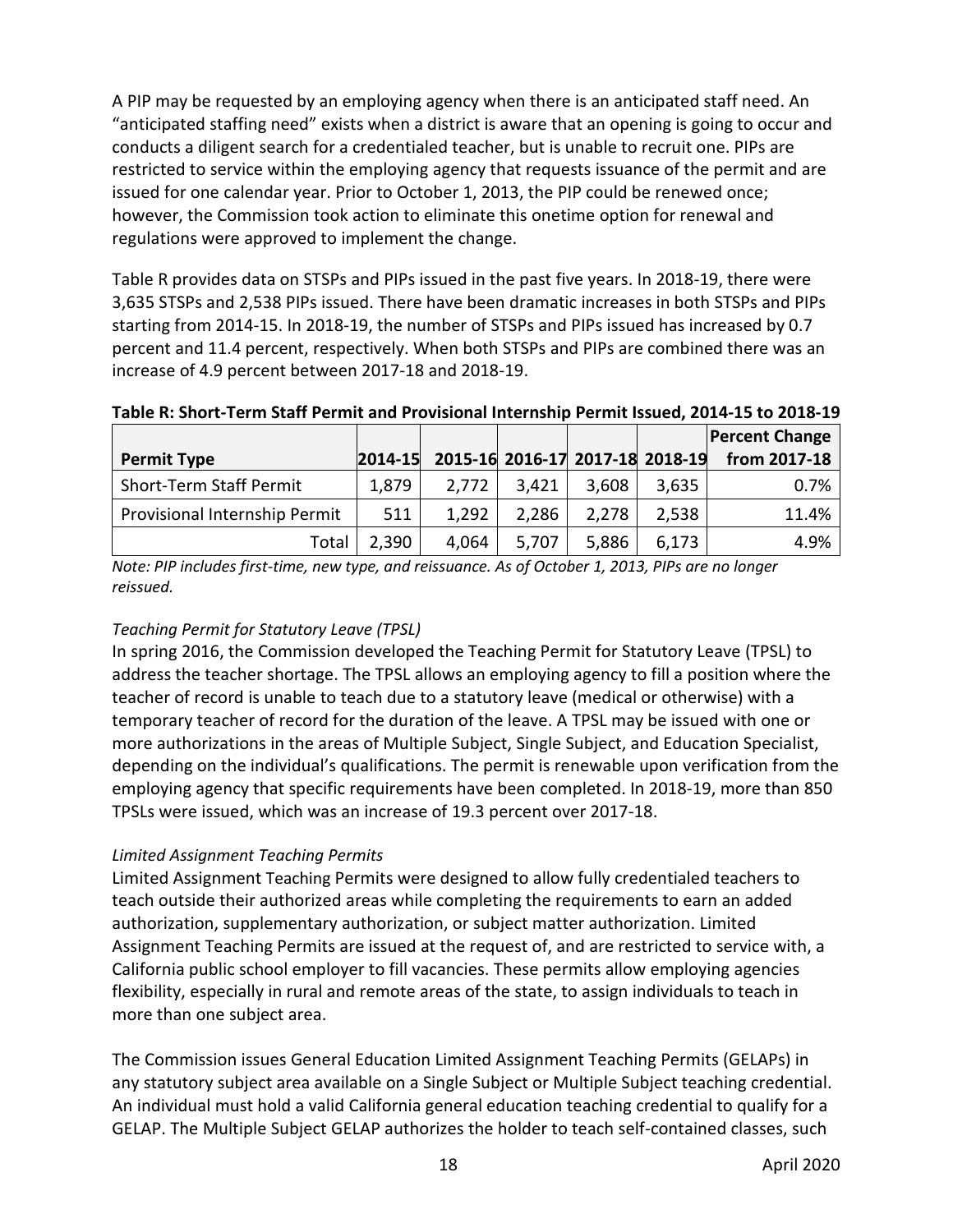A PIP may be requested by an employing agency when there is an anticipated staff need. An "anticipated staffing need" exists when a district is aware that an opening is going to occur and conducts a diligent search for a credentialed teacher, but is unable to recruit one. PIPs are restricted to service within the employing agency that requests issuance of the permit and are issued for one calendar year. Prior to October 1, 2013, the PIP could be renewed once; however, the Commission took action to eliminate this onetime option for renewal and regulations were approved to implement the change.

Table R provides data on STSPs and PIPs issued in the past five years. In 2018-19, there were 3,635 STSPs and 2,538 PIPs issued. There have been dramatic increases in both STSPs and PIPs starting from 2014-15. In 2018-19, the number of STSPs and PIPs issued has increased by 0.7 percent and 11.4 percent, respectively. When both STSPs and PIPs are combined there was an increase of 4.9 percent between 2017-18 and 2018-19.

**Table R: Short-Term Staff Permit and Provisional Internship Permit Issued, 2014-15 to 2018-19**

| Permit Type | 2014-15 | 2015-16 | 2016-17 | 2017-18 | 2018-19 | Percent Change from 2017-18 |
|---|---|---|---|---|---|---|
| Short-Term Staff Permit | 1,879 | 2,772 | 3,421 | 3,608 | 3,635 | 0.7% |
| Provisional Internship Permit | 511 | 1,292 | 2,286 | 2,278 | 2,538 | 11.4% |
| Total | 2,390 | 4,064 | 5,707 | 5,886 | 6,173 | 4.9% |

*Note: PIP includes first-time, new type, and reissuance. As of October 1, 2013, PIPs are no longer reissued.*

*Teaching Permit for Statutory Leave (TPSL)*

In spring 2016, the Commission developed the Teaching Permit for Statutory Leave (TPSL) to address the teacher shortage. The TPSL allows an employing agency to fill a position where the teacher of record is unable to teach due to a statutory leave (medical or otherwise) with a temporary teacher of record for the duration of the leave. A TPSL may be issued with one or more authorizations in the areas of Multiple Subject, Single Subject, and Education Specialist, depending on the individual's qualifications. The permit is renewable upon verification from the employing agency that specific requirements have been completed. In 2018-19, more than 850 TPSLs were issued, which was an increase of 19.3 percent over 2017-18.

*Limited Assignment Teaching Permits*

Limited Assignment Teaching Permits were designed to allow fully credentialed teachers to teach outside their authorized areas while completing the requirements to earn an added authorization, supplementary authorization, or subject matter authorization. Limited Assignment Teaching Permits are issued at the request of, and are restricted to service with, a California public school employer to fill vacancies. These permits allow employing agencies flexibility, especially in rural and remote areas of the state, to assign individuals to teach in more than one subject area.

The Commission issues General Education Limited Assignment Teaching Permits (GELAPs) in any statutory subject area available on a Single Subject or Multiple Subject teaching credential. An individual must hold a valid California general education teaching credential to qualify for a GELAP. The Multiple Subject GELAP authorizes the holder to teach self-contained classes, such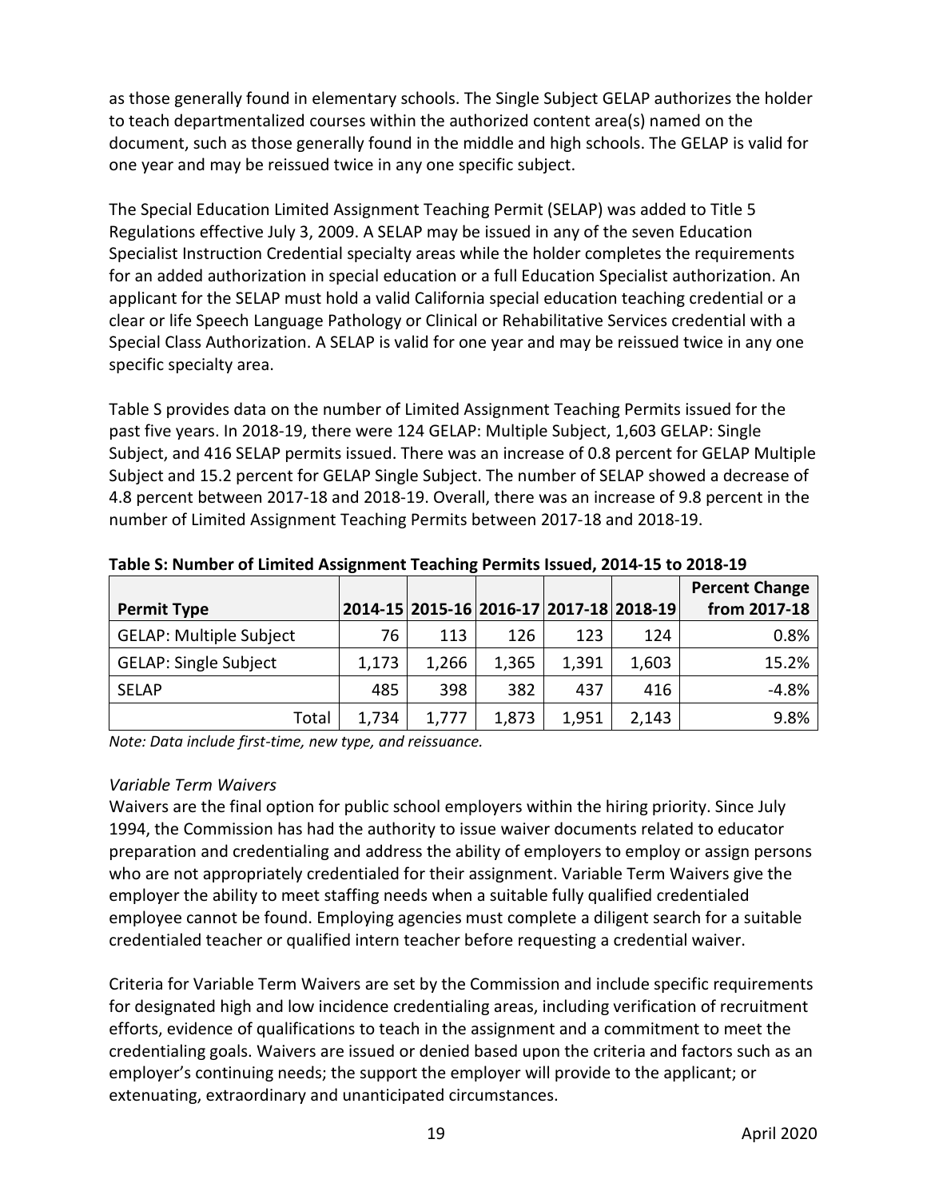as those generally found in elementary schools. The Single Subject GELAP authorizes the holder to teach departmentalized courses within the authorized content area(s) named on the document, such as those generally found in the middle and high schools. The GELAP is valid for one year and may be reissued twice in any one specific subject.

The Special Education Limited Assignment Teaching Permit (SELAP) was added to Title 5 Regulations effective July 3, 2009. A SELAP may be issued in any of the seven Education Specialist Instruction Credential specialty areas while the holder completes the requirements for an added authorization in special education or a full Education Specialist authorization. An applicant for the SELAP must hold a valid California special education teaching credential or a clear or life Speech Language Pathology or Clinical or Rehabilitative Services credential with a Special Class Authorization. A SELAP is valid for one year and may be reissued twice in any one specific specialty area.

Table S provides data on the number of Limited Assignment Teaching Permits issued for the past five years. In 2018-19, there were 124 GELAP: Multiple Subject, 1,603 GELAP: Single Subject, and 416 SELAP permits issued. There was an increase of 0.8 percent for GELAP Multiple Subject and 15.2 percent for GELAP Single Subject. The number of SELAP showed a decrease of 4.8 percent between 2017-18 and 2018-19. Overall, there was an increase of 9.8 percent in the number of Limited Assignment Teaching Permits between 2017-18 and 2018-19.

**Table S: Number of Limited Assignment Teaching Permits Issued, 2014-15 to 2018-19**

| Permit Type | 2014-15 | 2015-16 | 2016-17 | 2017-18 | 2018-19 | Percent Change from 2017-18 |
|---|---|---|---|---|---|---|
| GELAP: Multiple Subject | 76 | 113 | 126 | 123 | 124 | 0.8% |
| GELAP: Single Subject | 1,173 | 1,266 | 1,365 | 1,391 | 1,603 | 15.2% |
| SELAP | 485 | 398 | 382 | 437 | 416 | -4.8% |
| Total | 1,734 | 1,777 | 1,873 | 1,951 | 2,143 | 9.8% |

*Note: Data include first-time, new type, and reissuance.*

*Variable Term Waivers*

Waivers are the final option for public school employers within the hiring priority. Since July 1994, the Commission has had the authority to issue waiver documents related to educator preparation and credentialing and address the ability of employers to employ or assign persons who are not appropriately credentialed for their assignment. Variable Term Waivers give the employer the ability to meet staffing needs when a suitable fully qualified credentialed employee cannot be found. Employing agencies must complete a diligent search for a suitable credentialed teacher or qualified intern teacher before requesting a credential waiver.

Criteria for Variable Term Waivers are set by the Commission and include specific requirements for designated high and low incidence credentialing areas, including verification of recruitment efforts, evidence of qualifications to teach in the assignment and a commitment to meet the credentialing goals. Waivers are issued or denied based upon the criteria and factors such as an employer's continuing needs; the support the employer will provide to the applicant; or extenuating, extraordinary and unanticipated circumstances.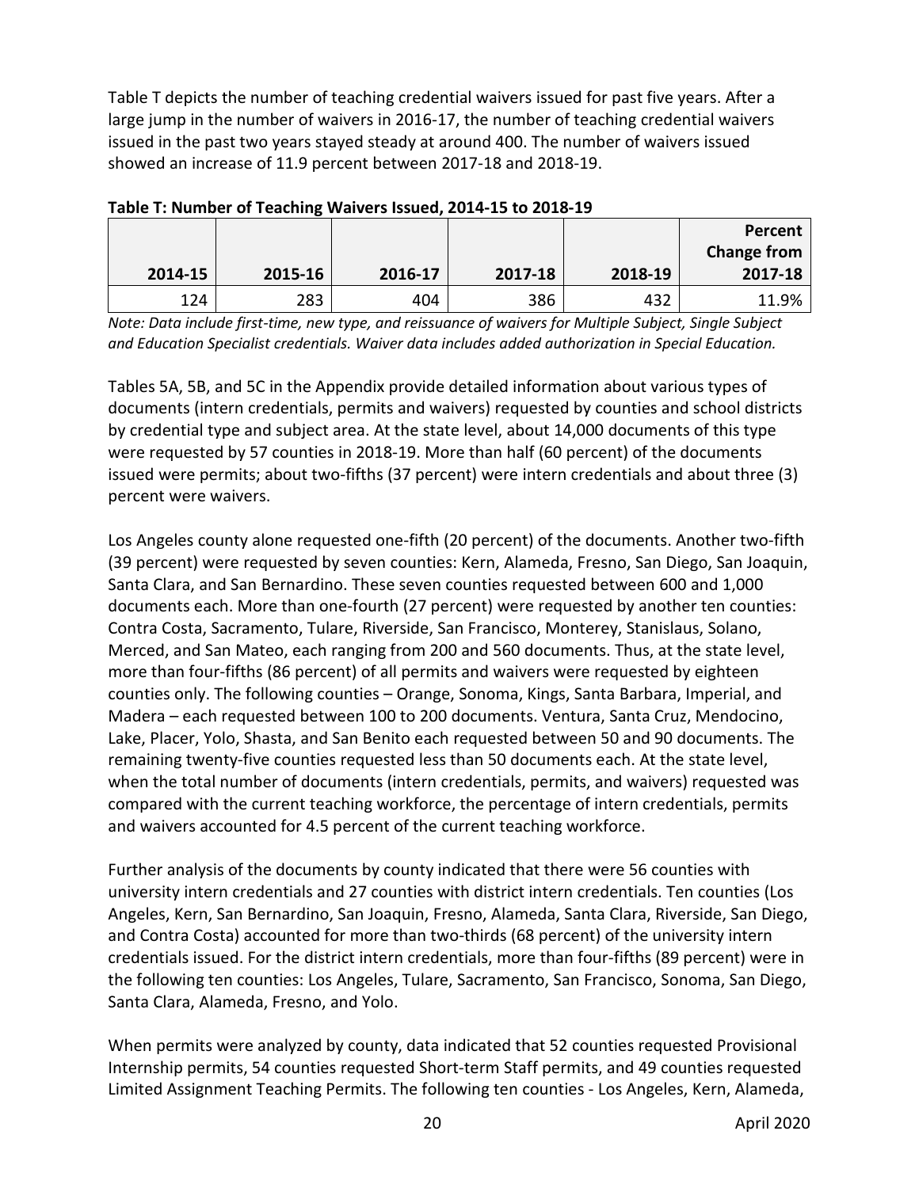Table T depicts the number of teaching credential waivers issued for past five years. After a large jump in the number of waivers in 2016-17, the number of teaching credential waivers issued in the past two years stayed steady at around 400. The number of waivers issued showed an increase of 11.9 percent between 2017-18 and 2018-19.

**Table T: Number of Teaching Waivers Issued, 2014-15 to 2018-19**

| 2014-15 | 2015-16 | 2016-17 | 2017-18 | 2018-19 | Percent Change from 2017-18 |
|---|---|---|---|---|---|
| 124 | 283 | 404 | 386 | 432 | 11.9% |

*Note: Data include first-time, new type, and reissuance of waivers for Multiple Subject, Single Subject and Education Specialist credentials. Waiver data includes added authorization in Special Education.*

Tables 5A, 5B, and 5C in the Appendix provide detailed information about various types of documents (intern credentials, permits and waivers) requested by counties and school districts by credential type and subject area. At the state level, about 14,000 documents of this type were requested by 57 counties in 2018-19. More than half (60 percent) of the documents issued were permits; about two-fifths (37 percent) were intern credentials and about three (3) percent were waivers.

Los Angeles county alone requested one-fifth (20 percent) of the documents. Another two-fifth (39 percent) were requested by seven counties: Kern, Alameda, Fresno, San Diego, San Joaquin, Santa Clara, and San Bernardino. These seven counties requested between 600 and 1,000 documents each. More than one-fourth (27 percent) were requested by another ten counties: Contra Costa, Sacramento, Tulare, Riverside, San Francisco, Monterey, Stanislaus, Solano, Merced, and San Mateo, each ranging from 200 and 560 documents. Thus, at the state level, more than four-fifths (86 percent) of all permits and waivers were requested by eighteen counties only. The following counties – Orange, Sonoma, Kings, Santa Barbara, Imperial, and Madera – each requested between 100 to 200 documents. Ventura, Santa Cruz, Mendocino, Lake, Placer, Yolo, Shasta, and San Benito each requested between 50 and 90 documents. The remaining twenty-five counties requested less than 50 documents each. At the state level, when the total number of documents (intern credentials, permits, and waivers) requested was compared with the current teaching workforce, the percentage of intern credentials, permits and waivers accounted for 4.5 percent of the current teaching workforce.

Further analysis of the documents by county indicated that there were 56 counties with university intern credentials and 27 counties with district intern credentials. Ten counties (Los Angeles, Kern, San Bernardino, San Joaquin, Fresno, Alameda, Santa Clara, Riverside, San Diego, and Contra Costa) accounted for more than two-thirds (68 percent) of the university intern credentials issued. For the district intern credentials, more than four-fifths (89 percent) were in the following ten counties: Los Angeles, Tulare, Sacramento, San Francisco, Sonoma, San Diego, Santa Clara, Alameda, Fresno, and Yolo.

When permits were analyzed by county, data indicated that 52 counties requested Provisional Internship permits, 54 counties requested Short-term Staff permits, and 49 counties requested Limited Assignment Teaching Permits. The following ten counties - Los Angeles, Kern, Alameda,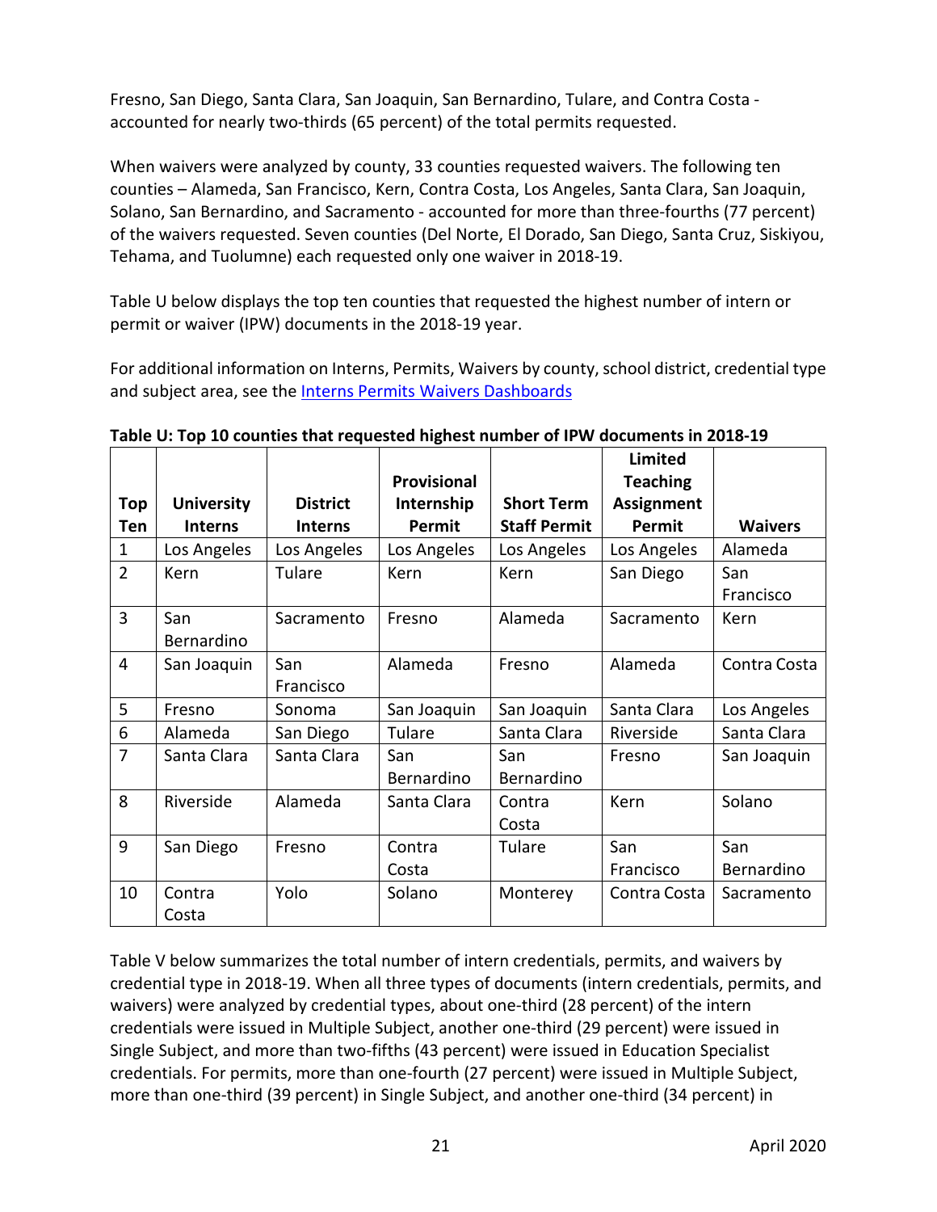Fresno, San Diego, Santa Clara, San Joaquin, San Bernardino, Tulare, and Contra Costa - accounted for nearly two-thirds (65 percent) of the total permits requested.

When waivers were analyzed by county, 33 counties requested waivers. The following ten counties – Alameda, San Francisco, Kern, Contra Costa, Los Angeles, Santa Clara, San Joaquin, Solano, San Bernardino, and Sacramento - accounted for more than three-fourths (77 percent) of the waivers requested. Seven counties (Del Norte, El Dorado, San Diego, Santa Cruz, Siskiyou, Tehama, and Tuolumne) each requested only one waiver in 2018-19.

Table U below displays the top ten counties that requested the highest number of intern or permit or waiver (IPW) documents in the 2018-19 year.

For additional information on Interns, Permits, Waivers by county, school district, credential type and subject area, see the [Interns Permits Waivers Dashboards]

**Table U: Top 10 counties that requested highest number of IPW documents in 2018-19**

| Top Ten | University Interns | District Interns | Provisional Internship Permit | Short Term Staff Permit | Limited Teaching Assignment Permit | Waivers |
|---|---|---|---|---|---|---|
| 1 | Los Angeles | Los Angeles | Los Angeles | Los Angeles | Los Angeles | Alameda |
| 2 | Kern | Tulare | Kern | Kern | San Diego | San Francisco |
| 3 | San Bernardino | Sacramento | Fresno | Alameda | Sacramento | Kern |
| 4 | San Joaquin | San Francisco | Alameda | Fresno | Alameda | Contra Costa |
| 5 | Fresno | Sonoma | San Joaquin | San Joaquin | Santa Clara | Los Angeles |
| 6 | Alameda | San Diego | Tulare | Santa Clara | Riverside | Santa Clara |
| 7 | Santa Clara | Santa Clara | San Bernardino | San Bernardino | Fresno | San Joaquin |
| 8 | Riverside | Alameda | Santa Clara | Contra Costa | Kern | Solano |
| 9 | San Diego | Fresno | Contra Costa | Tulare | San Francisco | San Bernardino |
| 10 | Contra Costa | Yolo | Solano | Monterey | Contra Costa | Sacramento |

Table V below summarizes the total number of intern credentials, permits, and waivers by credential type in 2018-19. When all three types of documents (intern credentials, permits, and waivers) were analyzed by credential types, about one-third (28 percent) of the intern credentials were issued in Multiple Subject, another one-third (29 percent) were issued in Single Subject, and more than two-fifths (43 percent) were issued in Education Specialist credentials. For permits, more than one-fourth (27 percent) were issued in Multiple Subject, more than one-third (39 percent) in Single Subject, and another one-third (34 percent) in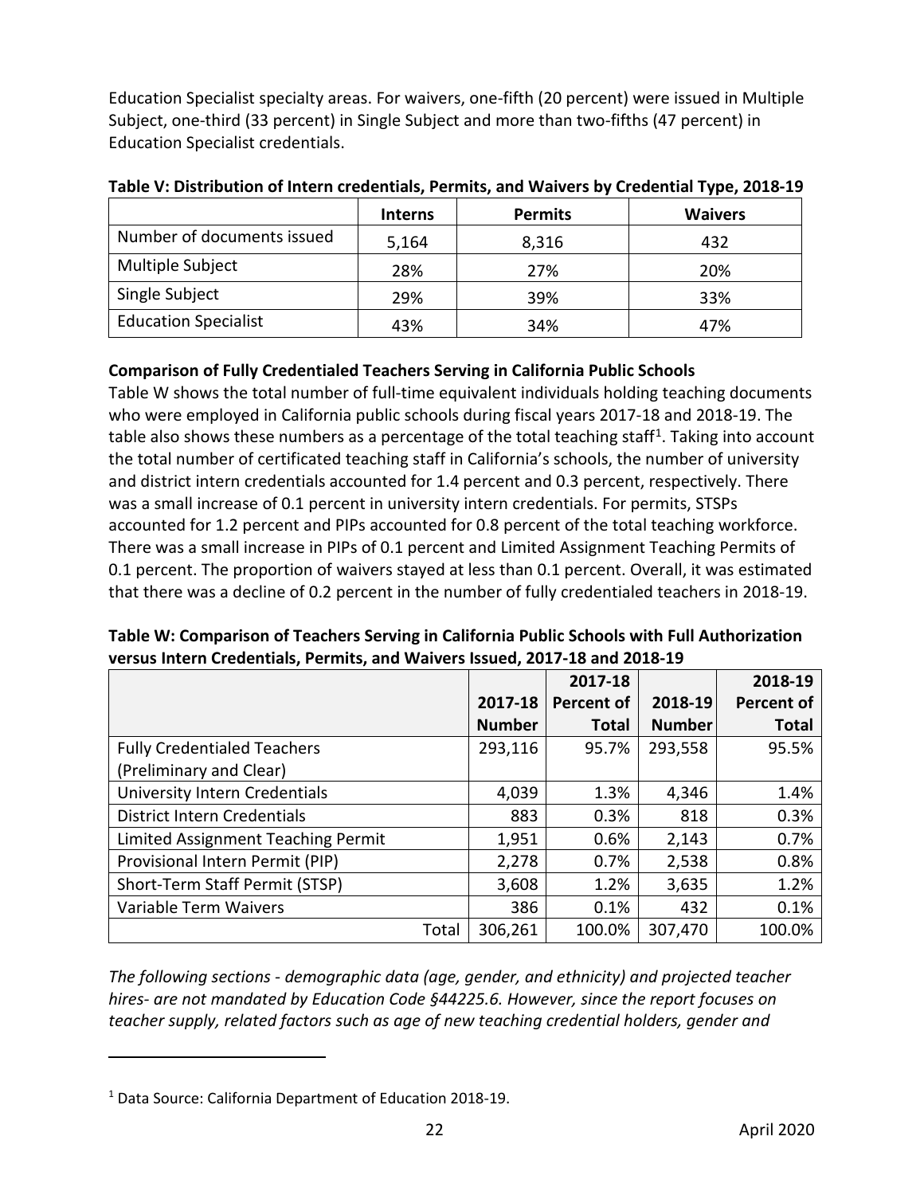Education Specialist specialty areas. For waivers, one-fifth (20 percent) were issued in Multiple Subject, one-third (33 percent) in Single Subject and more than two-fifths (47 percent) in Education Specialist credentials.

**Table V: Distribution of Intern credentials, Permits, and Waivers by Credential Type, 2018-19**

| | Interns | Permits | Waivers |
|---|---|---|---|
| Number of documents issued | 5,164 | 8,316 | 432 |
| Multiple Subject | 28% | 27% | 20% |
| Single Subject | 29% | 39% | 33% |
| Education Specialist | 43% | 34% | 47% |

**Comparison of Fully Credentialed Teachers Serving in California Public Schools**

Table W shows the total number of full-time equivalent individuals holding teaching documents who were employed in California public schools during fiscal years 2017-18 and 2018-19. The table also shows these numbers as a percentage of the total teaching staff[1]. Taking into account the total number of certificated teaching staff in California's schools, the number of university and district intern credentials accounted for 1.4 percent and 0.3 percent, respectively. There was a small increase of 0.1 percent in university intern credentials. For permits, STSPs accounted for 1.2 percent and PIPs accounted for 0.8 percent of the total teaching workforce. There was a small increase in PIPs of 0.1 percent and Limited Assignment Teaching Permits of 0.1 percent. The proportion of waivers stayed at less than 0.1 percent. Overall, it was estimated that there was a decline of 0.2 percent in the number of fully credentialed teachers in 2018-19.

**Table W: Comparison of Teachers Serving in California Public Schools with Full Authorization versus Intern Credentials, Permits, and Waivers Issued, 2017-18 and 2018-19**

| | 2017-18 Number | 2017-18 Percent of Total | 2018-19 Number | 2018-19 Percent of Total |
|---|---|---|---|---|
| Fully Credentialed Teachers (Preliminary and Clear) | 293,116 | 95.7% | 293,558 | 95.5% |
| University Intern Credentials | 4,039 | 1.3% | 4,346 | 1.4% |
| District Intern Credentials | 883 | 0.3% | 818 | 0.3% |
| Limited Assignment Teaching Permit | 1,951 | 0.6% | 2,143 | 0.7% |
| Provisional Intern Permit (PIP) | 2,278 | 0.7% | 2,538 | 0.8% |
| Short-Term Staff Permit (STSP) | 3,608 | 1.2% | 3,635 | 1.2% |
| Variable Term Waivers | 386 | 0.1% | 432 | 0.1% |
| Total | 306,261 | 100.0% | 307,470 | 100.0% |

*The following sections - demographic data (age, gender, and ethnicity) and projected teacher hires- are not mandated by Education Code §44225.6. However, since the report focuses on teacher supply, related factors such as age of new teaching credential holders, gender and*

[1] Data Source: California Department of Education 2018-19.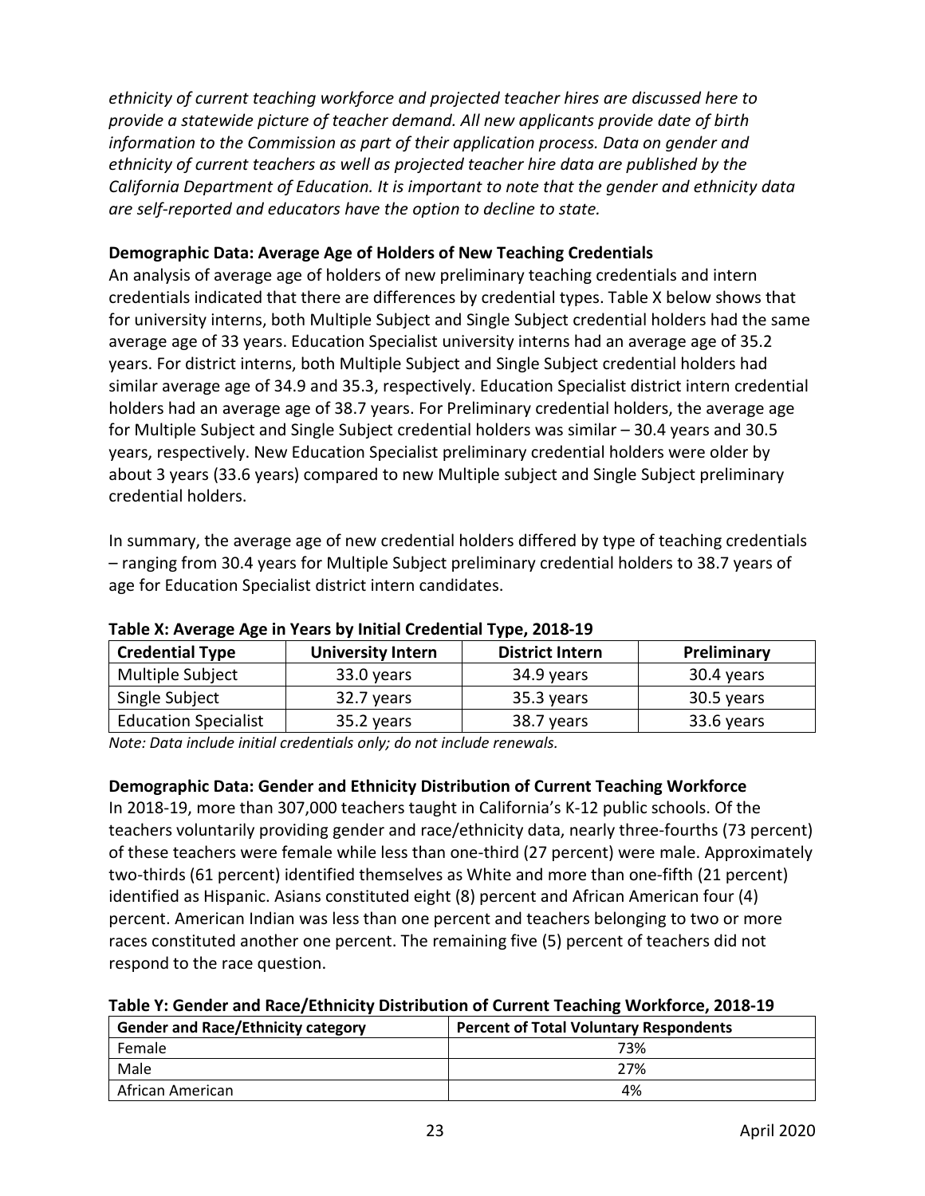*ethnicity of current teaching workforce and projected teacher hires are discussed here to provide a statewide picture of teacher demand. All new applicants provide date of birth information to the Commission as part of their application process. Data on gender and ethnicity of current teachers as well as projected teacher hire data are published by the California Department of Education. It is important to note that the gender and ethnicity data are self-reported and educators have the option to decline to state.*

**Demographic Data: Average Age of Holders of New Teaching Credentials**

An analysis of average age of holders of new preliminary teaching credentials and intern credentials indicated that there are differences by credential types. Table X below shows that for university interns, both Multiple Subject and Single Subject credential holders had the same average age of 33 years. Education Specialist university interns had an average age of 35.2 years. For district interns, both Multiple Subject and Single Subject credential holders had similar average age of 34.9 and 35.3, respectively. Education Specialist district intern credential holders had an average age of 38.7 years. For Preliminary credential holders, the average age for Multiple Subject and Single Subject credential holders was similar – 30.4 years and 30.5 years, respectively. New Education Specialist preliminary credential holders were older by about 3 years (33.6 years) compared to new Multiple subject and Single Subject preliminary credential holders.

In summary, the average age of new credential holders differed by type of teaching credentials – ranging from 30.4 years for Multiple Subject preliminary credential holders to 38.7 years of age for Education Specialist district intern candidates.

**Table X: Average Age in Years by Initial Credential Type, 2018-19**

| Credential Type | University Intern | District Intern | Preliminary |
|---|---|---|---|
| Multiple Subject | 33.0 years | 34.9 years | 30.4 years |
| Single Subject | 32.7 years | 35.3 years | 30.5 years |
| Education Specialist | 35.2 years | 38.7 years | 33.6 years |

*Note: Data include initial credentials only; do not include renewals.*

**Demographic Data: Gender and Ethnicity Distribution of Current Teaching Workforce**

In 2018-19, more than 307,000 teachers taught in California's K-12 public schools. Of the teachers voluntarily providing gender and race/ethnicity data, nearly three-fourths (73 percent) of these teachers were female while less than one-third (27 percent) were male. Approximately two-thirds (61 percent) identified themselves as White and more than one-fifth (21 percent) identified as Hispanic. Asians constituted eight (8) percent and African American four (4) percent. American Indian was less than one percent and teachers belonging to two or more races constituted another one percent. The remaining five (5) percent of teachers did not respond to the race question.

**Table Y: Gender and Race/Ethnicity Distribution of Current Teaching Workforce, 2018-19**

| Gender and Race/Ethnicity category | Percent of Total Voluntary Respondents |
|---|---|
| Female | 73% |
| Male | 27% |
| African American | 4% |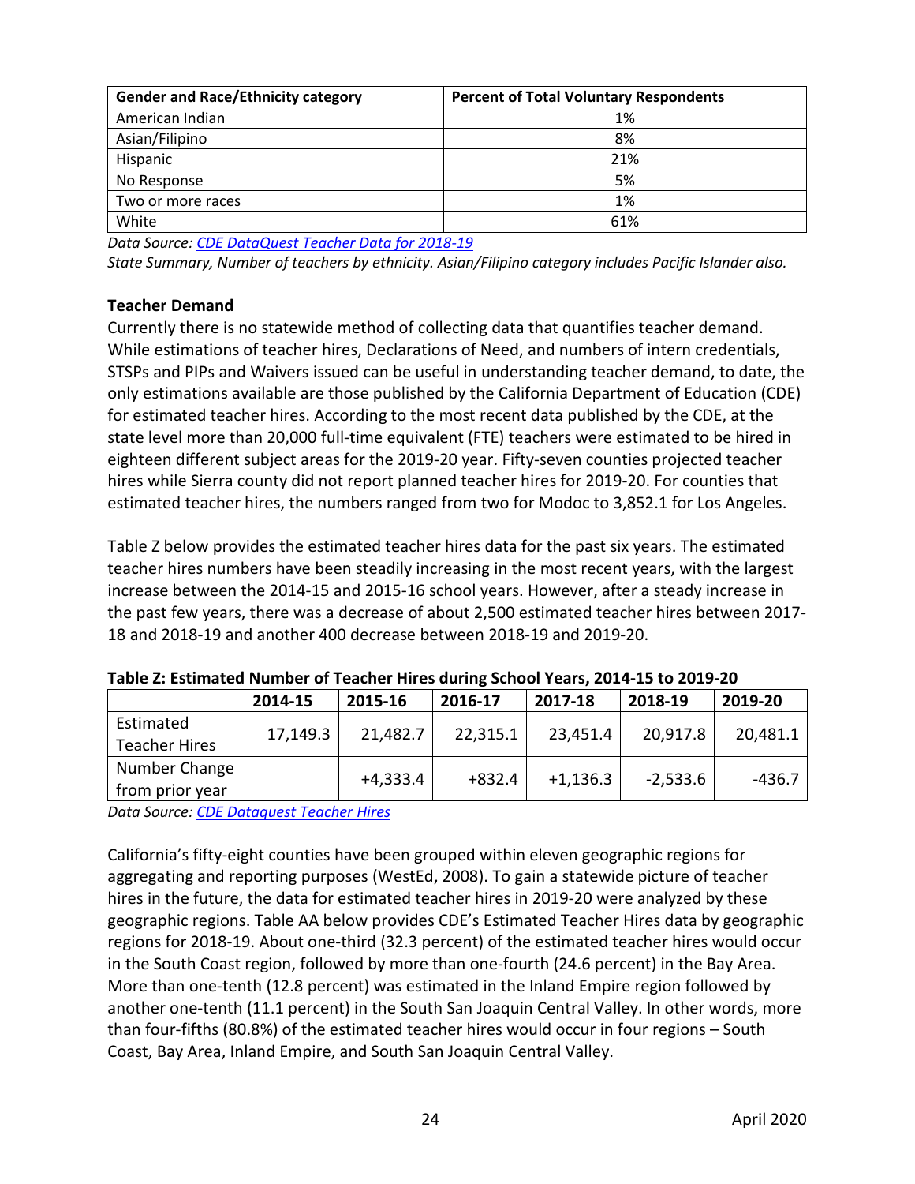| Gender and Race/Ethnicity category | Percent of Total Voluntary Respondents |
|---|---|
| American Indian | 1% |
| Asian/Filipino | 8% |
| Hispanic | 21% |
| No Response | 5% |
| Two or more races | 1% |
| White | 61% |

*Data Source: CDE DataQuest Teacher Data for 2018-19*

*State Summary, Number of teachers by ethnicity. Asian/Filipino category includes Pacific Islander also.*

**Teacher Demand**

Currently there is no statewide method of collecting data that quantifies teacher demand. While estimations of teacher hires, Declarations of Need, and numbers of intern credentials, STSPs and PIPs and Waivers issued can be useful in understanding teacher demand, to date, the only estimations available are those published by the California Department of Education (CDE) for estimated teacher hires. According to the most recent data published by the CDE, at the state level more than 20,000 full-time equivalent (FTE) teachers were estimated to be hired in eighteen different subject areas for the 2019-20 year. Fifty-seven counties projected teacher hires while Sierra county did not report planned teacher hires for 2019-20. For counties that estimated teacher hires, the numbers ranged from two for Modoc to 3,852.1 for Los Angeles.

Table Z below provides the estimated teacher hires data for the past six years. The estimated teacher hires numbers have been steadily increasing in the most recent years, with the largest increase between the 2014-15 and 2015-16 school years. However, after a steady increase in the past few years, there was a decrease of about 2,500 estimated teacher hires between 2017-18 and 2018-19 and another 400 decrease between 2018-19 and 2019-20.

**Table Z: Estimated Number of Teacher Hires during School Years, 2014-15 to 2019-20**

| | 2014-15 | 2015-16 | 2016-17 | 2017-18 | 2018-19 | 2019-20 |
|---|---|---|---|---|---|---|
| Estimated Teacher Hires | 17,149.3 | 21,482.7 | 22,315.1 | 23,451.4 | 20,917.8 | 20,481.1 |
| Number Change from prior year | | +4,333.4 | +832.4 | +1,136.3 | -2,533.6 | -436.7 |

*Data Source: CDE Dataquest Teacher Hires*

California's fifty-eight counties have been grouped within eleven geographic regions for aggregating and reporting purposes (WestEd, 2008). To gain a statewide picture of teacher hires in the future, the data for estimated teacher hires in 2019-20 were analyzed by these geographic regions. Table AA below provides CDE's Estimated Teacher Hires data by geographic regions for 2018-19. About one-third (32.3 percent) of the estimated teacher hires would occur in the South Coast region, followed by more than one-fourth (24.6 percent) in the Bay Area. More than one-tenth (12.8 percent) was estimated in the Inland Empire region followed by another one-tenth (11.1 percent) in the South San Joaquin Central Valley. In other words, more than four-fifths (80.8%) of the estimated teacher hires would occur in four regions – South Coast, Bay Area, Inland Empire, and South San Joaquin Central Valley.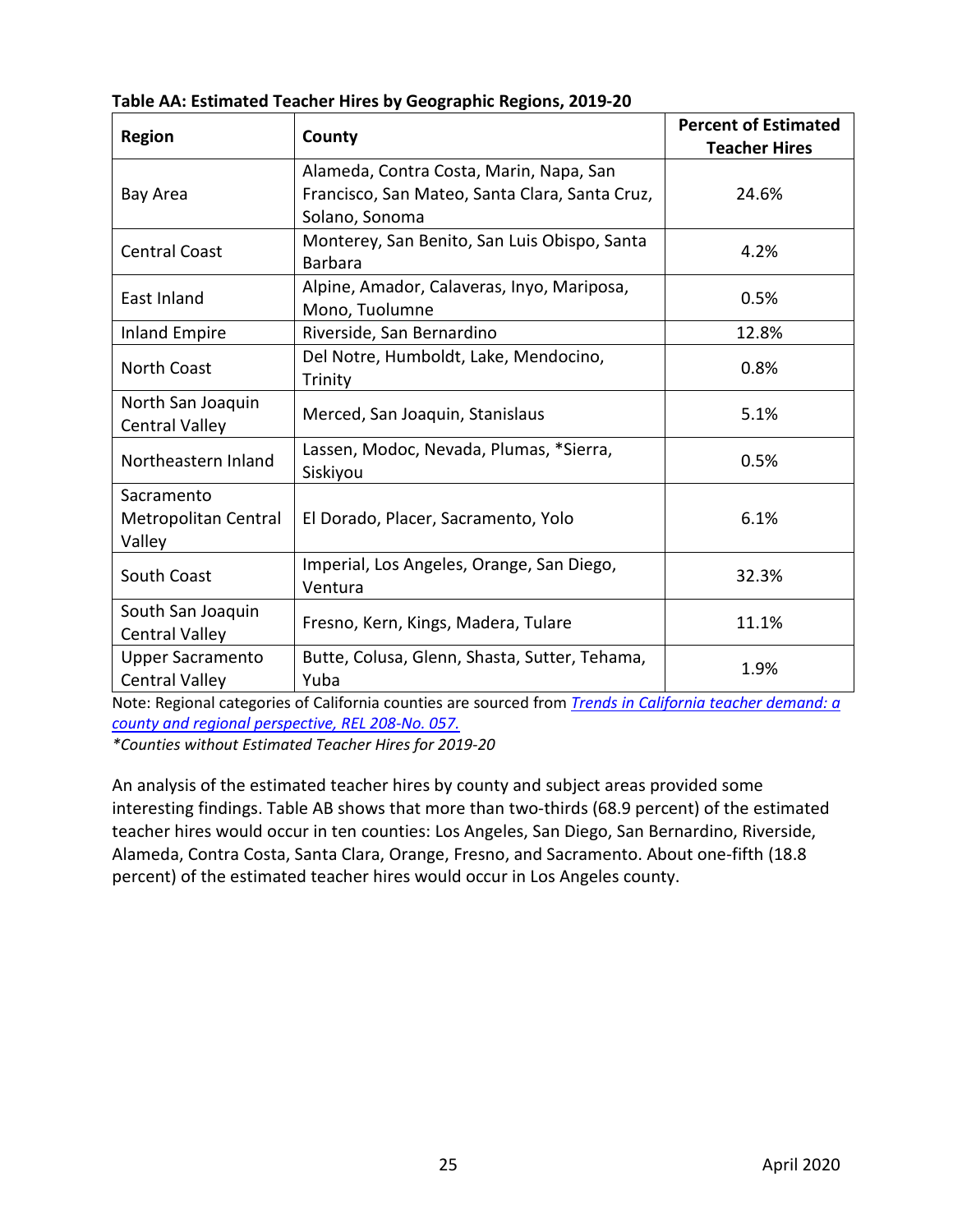**Table AA: Estimated Teacher Hires by Geographic Regions, 2019-20**

| Region | County | Percent of Estimated Teacher Hires |
|---|---|---|
| Bay Area | Alameda, Contra Costa, Marin, Napa, San Francisco, San Mateo, Santa Clara, Santa Cruz, Solano, Sonoma | 24.6% |
| Central Coast | Monterey, San Benito, San Luis Obispo, Santa Barbara | 4.2% |
| East Inland | Alpine, Amador, Calaveras, Inyo, Mariposa, Mono, Tuolumne | 0.5% |
| Inland Empire | Riverside, San Bernardino | 12.8% |
| North Coast | Del Notre, Humboldt, Lake, Mendocino, Trinity | 0.8% |
| North San Joaquin Central Valley | Merced, San Joaquin, Stanislaus | 5.1% |
| Northeastern Inland | Lassen, Modoc, Nevada, Plumas, *Sierra, Siskiyou | 0.5% |
| Sacramento Metropolitan Central Valley | El Dorado, Placer, Sacramento, Yolo | 6.1% |
| South Coast | Imperial, Los Angeles, Orange, San Diego, Ventura | 32.3% |
| South San Joaquin Central Valley | Fresno, Kern, Kings, Madera, Tulare | 11.1% |
| Upper Sacramento Central Valley | Butte, Colusa, Glenn, Shasta, Sutter, Tehama, Yuba | 1.9% |

Note: Regional categories of California counties are sourced from *Trends in California teacher demand: a county and regional perspective, REL 208-No. 057.*

*Counties without Estimated Teacher Hires for 2019-20*

An analysis of the estimated teacher hires by county and subject areas provided some interesting findings. Table AB shows that more than two-thirds (68.9 percent) of the estimated teacher hires would occur in ten counties: Los Angeles, San Diego, San Bernardino, Riverside, Alameda, Contra Costa, Santa Clara, Orange, Fresno, and Sacramento. About one-fifth (18.8 percent) of the estimated teacher hires would occur in Los Angeles county.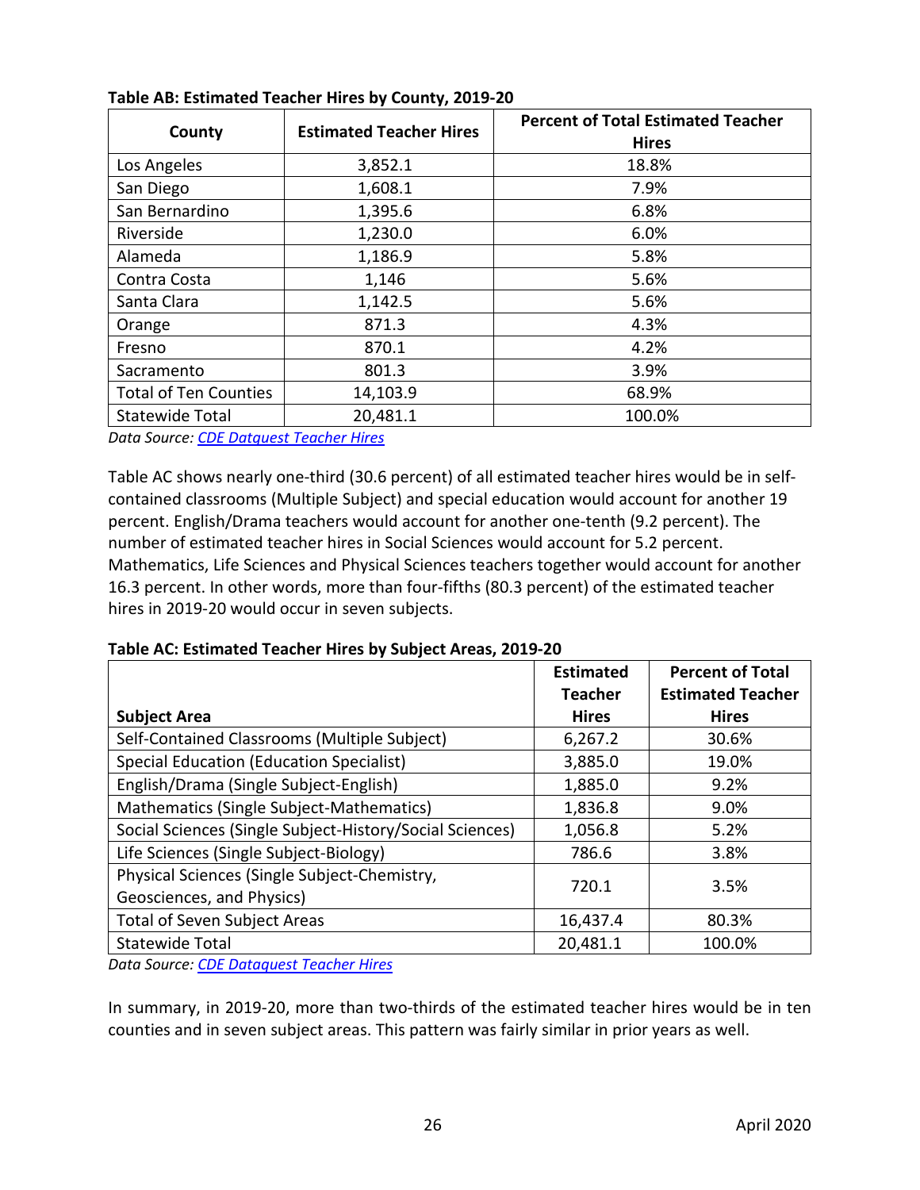**Table AB: Estimated Teacher Hires by County, 2019-20**

| County | Estimated Teacher Hires | Percent of Total Estimated Teacher Hires |
|---|---|---|
| Los Angeles | 3,852.1 | 18.8% |
| San Diego | 1,608.1 | 7.9% |
| San Bernardino | 1,395.6 | 6.8% |
| Riverside | 1,230.0 | 6.0% |
| Alameda | 1,186.9 | 5.8% |
| Contra Costa | 1,146 | 5.6% |
| Santa Clara | 1,142.5 | 5.6% |
| Orange | 871.3 | 4.3% |
| Fresno | 870.1 | 4.2% |
| Sacramento | 801.3 | 3.9% |
| Total of Ten Counties | 14,103.9 | 68.9% |
| Statewide Total | 20,481.1 | 100.0% |

*Data Source: [CDE Dataquest Teacher Hires]()*

Table AC shows nearly one-third (30.6 percent) of all estimated teacher hires would be in self-contained classrooms (Multiple Subject) and special education would account for another 19 percent. English/Drama teachers would account for another one-tenth (9.2 percent). The number of estimated teacher hires in Social Sciences would account for 5.2 percent. Mathematics, Life Sciences and Physical Sciences teachers together would account for another 16.3 percent. In other words, more than four-fifths (80.3 percent) of the estimated teacher hires in 2019-20 would occur in seven subjects.

**Table AC: Estimated Teacher Hires by Subject Areas, 2019-20**

| Subject Area | Estimated Teacher Hires | Percent of Total Estimated Teacher Hires |
|---|---|---|
| Self-Contained Classrooms (Multiple Subject) | 6,267.2 | 30.6% |
| Special Education (Education Specialist) | 3,885.0 | 19.0% |
| English/Drama (Single Subject-English) | 1,885.0 | 9.2% |
| Mathematics (Single Subject-Mathematics) | 1,836.8 | 9.0% |
| Social Sciences (Single Subject-History/Social Sciences) | 1,056.8 | 5.2% |
| Life Sciences (Single Subject-Biology) | 786.6 | 3.8% |
| Physical Sciences (Single Subject-Chemistry, Geosciences, and Physics) | 720.1 | 3.5% |
| Total of Seven Subject Areas | 16,437.4 | 80.3% |
| Statewide Total | 20,481.1 | 100.0% |

*Data Source: [CDE Dataquest Teacher Hires]()*

In summary, in 2019-20, more than two-thirds of the estimated teacher hires would be in ten counties and in seven subject areas. This pattern was fairly similar in prior years as well.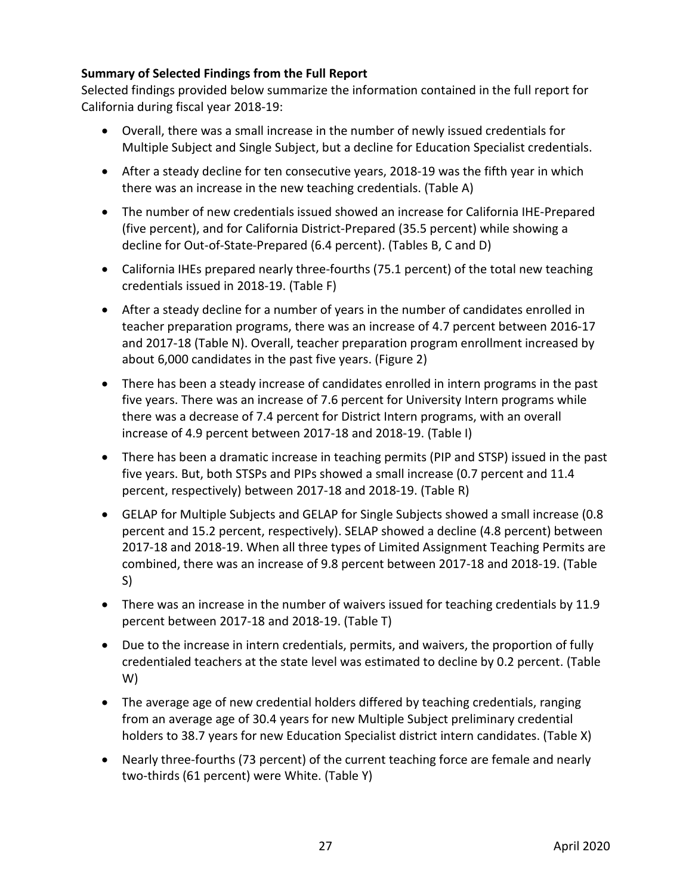**Summary of Selected Findings from the Full Report**

Selected findings provided below summarize the information contained in the full report for California during fiscal year 2018-19:

- Overall, there was a small increase in the number of newly issued credentials for Multiple Subject and Single Subject, but a decline for Education Specialist credentials.
- After a steady decline for ten consecutive years, 2018-19 was the fifth year in which there was an increase in the new teaching credentials. (Table A)
- The number of new credentials issued showed an increase for California IHE-Prepared (five percent), and for California District-Prepared (35.5 percent) while showing a decline for Out-of-State-Prepared (6.4 percent). (Tables B, C and D)
- California IHEs prepared nearly three-fourths (75.1 percent) of the total new teaching credentials issued in 2018-19. (Table F)
- After a steady decline for a number of years in the number of candidates enrolled in teacher preparation programs, there was an increase of 4.7 percent between 2016-17 and 2017-18 (Table N). Overall, teacher preparation program enrollment increased by about 6,000 candidates in the past five years. (Figure 2)
- There has been a steady increase of candidates enrolled in intern programs in the past five years. There was an increase of 7.6 percent for University Intern programs while there was a decrease of 7.4 percent for District Intern programs, with an overall increase of 4.9 percent between 2017-18 and 2018-19. (Table I)
- There has been a dramatic increase in teaching permits (PIP and STSP) issued in the past five years. But, both STSPs and PIPs showed a small increase (0.7 percent and 11.4 percent, respectively) between 2017-18 and 2018-19. (Table R)
- GELAP for Multiple Subjects and GELAP for Single Subjects showed a small increase (0.8 percent and 15.2 percent, respectively). SELAP showed a decline (4.8 percent) between 2017-18 and 2018-19. When all three types of Limited Assignment Teaching Permits are combined, there was an increase of 9.8 percent between 2017-18 and 2018-19. (Table S)
- There was an increase in the number of waivers issued for teaching credentials by 11.9 percent between 2017-18 and 2018-19. (Table T)
- Due to the increase in intern credentials, permits, and waivers, the proportion of fully credentialed teachers at the state level was estimated to decline by 0.2 percent. (Table W)
- The average age of new credential holders differed by teaching credentials, ranging from an average age of 30.4 years for new Multiple Subject preliminary credential holders to 38.7 years for new Education Specialist district intern candidates. (Table X)
- Nearly three-fourths (73 percent) of the current teaching force are female and nearly two-thirds (61 percent) were White. (Table Y)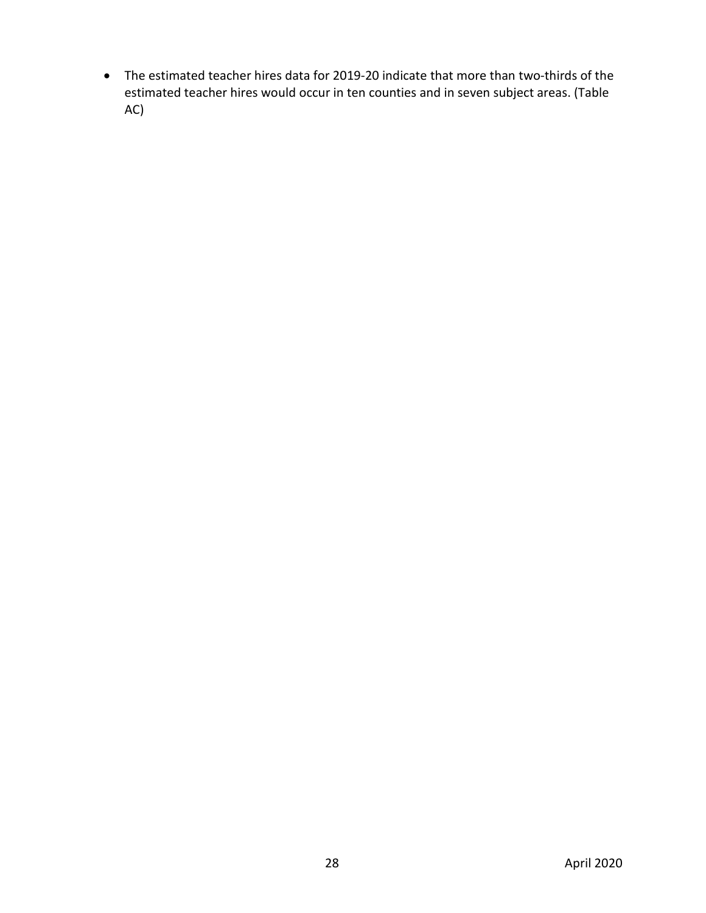- The estimated teacher hires data for 2019-20 indicate that more than two-thirds of the estimated teacher hires would occur in ten counties and in seven subject areas. (Table AC)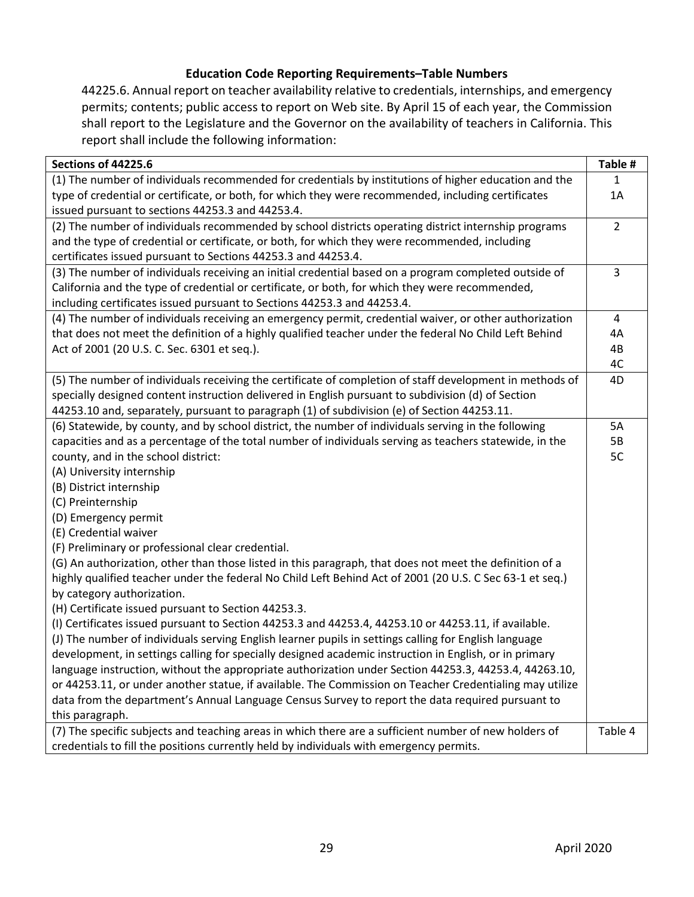### Education Code Reporting Requirements–Table Numbers

44225.6. Annual report on teacher availability relative to credentials, internships, and emergency permits; contents; public access to report on Web site. By April 15 of each year, the Commission shall report to the Legislature and the Governor on the availability of teachers in California. This report shall include the following information:

| Sections of 44225.6 | Table # |
|---|---|
| (1) The number of individuals recommended for credentials by institutions of higher education and the type of credential or certificate, or both, for which they were recommended, including certificates issued pursuant to sections 44253.3 and 44253.4. | 1<br>1A |
| (2) The number of individuals recommended by school districts operating district internship programs and the type of credential or certificate, or both, for which they were recommended, including certificates issued pursuant to Sections 44253.3 and 44253.4. | 2 |
| (3) The number of individuals receiving an initial credential based on a program completed outside of California and the type of credential or certificate, or both, for which they were recommended, including certificates issued pursuant to Sections 44253.3 and 44253.4. | 3 |
| (4) The number of individuals receiving an emergency permit, credential waiver, or other authorization that does not meet the definition of a highly qualified teacher under the federal No Child Left Behind Act of 2001 (20 U.S. C. Sec. 6301 et seq.). | 4<br>4A<br>4B<br>4C |
| (5) The number of individuals receiving the certificate of completion of staff development in methods of specially designed content instruction delivered in English pursuant to subdivision (d) of Section 44253.10 and, separately, pursuant to paragraph (1) of subdivision (e) of Section 44253.11. | 4D |
| (6) Statewide, by county, and by school district, the number of individuals serving in the following capacities and as a percentage of the total number of individuals serving as teachers statewide, in the county, and in the school district:<br>(A) University internship<br>(B) District internship<br>(C) Preinternship<br>(D) Emergency permit<br>(E) Credential waiver<br>(F) Preliminary or professional clear credential.<br>(G) An authorization, other than those listed in this paragraph, that does not meet the definition of a highly qualified teacher under the federal No Child Left Behind Act of 2001 (20 U.S. C Sec 63-1 et seq.) by category authorization.<br>(H) Certificate issued pursuant to Section 44253.3.<br>(I) Certificates issued pursuant to Section 44253.3 and 44253.4, 44253.10 or 44253.11, if available.<br>(J) The number of individuals serving English learner pupils in settings calling for English language development, in settings calling for specially designed academic instruction in English, or in primary language instruction, without the appropriate authorization under Section 44253.3, 44253.4, 44263.10, or 44253.11, or under another statue, if available. The Commission on Teacher Credentialing may utilize data from the department's Annual Language Census Survey to report the data required pursuant to this paragraph. | 5A<br>5B<br>5C |
| (7) The specific subjects and teaching areas in which there are a sufficient number of new holders of credentials to fill the positions currently held by individuals with emergency permits. | Table 4 |